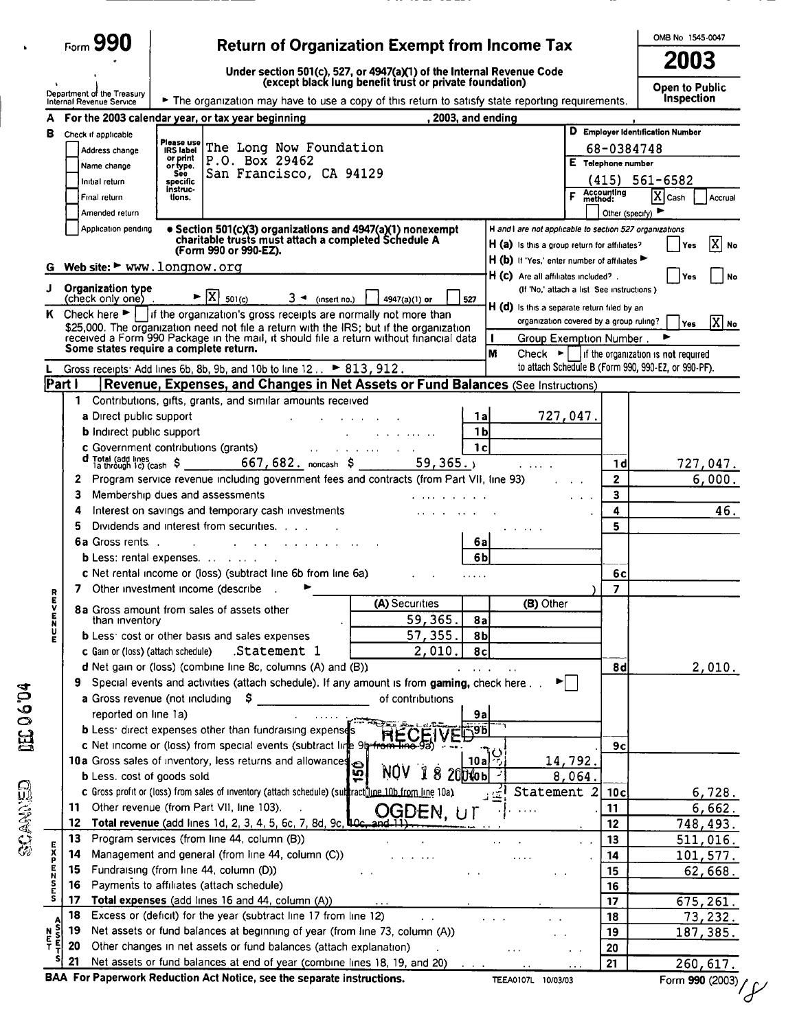# Form 990 — Return of Organization Exempt from Income Tax

**Under section 501(c), 527, or 4947(a)(1) of the Internal Revenue Code (except black lung benefit trust or private foundation)**

Department of the Treasury
Internal Revenue Service

► The organization may have to use a copy of this return to satisfy state reporting requirements.

OMB No 1545-0047

**2003**

**Open to Public Inspection**

**A** For the 2003 calendar year, or tax year beginning , 2003, and ending ,

**B** Check if applicable

- [ ] Address change
- [ ] Name change
- [ ] Initial return
- [ ] Final return
- [ ] Amended return
- [ ] Application pending

Please use IRS label or print or type. See specific Instructions.

The Long Now Foundation
P.O. Box 29462
San Francisco, CA 94129

**D** Employer Identification Number: 68-0384748

**E** Telephone number: (415) 561-6582

**F** Accounting method: [X] Cash [ ] Accrual Other (specify) ►

• **Section 501(c)(3) organizations and 4947(a)(1) nonexempt charitable trusts must attach a completed Schedule A (Form 990 or 990-EZ).**

**H and I are not applicable to section 527 organizations**

**H (a)** Is this a group return for affiliates? [ ] Yes [X] No

**H (b)** If 'Yes,' enter number of affiliates ►

**H (c)** Are all affiliates included? [ ] Yes [ ] No (If 'No,' attach a list See instructions)

**H (d)** Is this a separate return filed by an organization covered by a group ruling? [ ] Yes [X] No

**G** Web site: ► www.longnow.org

**I** Group Exemption Number. ►

**J** Organization type (check only one) ► [X] 501(c) 3 ◄ (insert no.) [ ] 4947(a)(1) or [ ] 527

**K** Check here ► [ ] if the organization's gross receipts are normally not more than $25,000. The organization need not file a return with the IRS; but if the organization received a Form 990 Package in the mail, it should file a return without financial data Some states require a complete return.

**M** Check ► [ ] if the organization is not required to attach Schedule B (Form 990, 990-EZ, or 990-PF).

**L** Gross receipts: Add lines 6b, 8b, 9b, and 10b to line 12 .. ► 813,912.

## Part I — Revenue, Expenses, and Changes in Net Assets or Fund Balances (See Instructions)

### Revenue

| Line | Description | | | | Line | Amount |
|---|---|---|---|---|---|---|
| 1 | Contributions, gifts, grants, and similar amounts received | | | | | |
| a | Direct public support | 1a | 727,047. | | | |
| b | Indirect public support | 1b | | | | |
| c | Government contributions (grants) | 1c | | | | |
| d | Total (add lines 1a through 1c) (cash $ 667,682. noncash $ 59,365.) | | | | 1d | 727,047. |
| 2 | Program service revenue including government fees and contracts (from Part VII, line 93) | | | | 2 | 6,000. |
| 3 | Membership dues and assessments | | | | 3 | |
| 4 | Interest on savings and temporary cash investments | | | | 4 | 46. |
| 5 | Dividends and interest from securities | | | | 5 | |
| 6a | Gross rents | 6a | | | | |
| b | Less: rental expenses | 6b | | | | |
| c | Net rental income or (loss) (subtract line 6b from line 6a) | | | | 6c | |
| 7 | Other investment income (describe ► ) | | | | 7 | |

| Line | Description | (A) Securities | Line | (B) Other |
|---|---|---|---|---|
| 8a | Gross amount from sales of assets other than inventory | 59,365. | 8a | |
| b | Less: cost or other basis and sales expenses | 57,355. | 8b | |
| c | Gain or (loss) (attach schedule) Statement 1 | 2,010. | 8c | |

| Line | Description | | | Line | Amount |
|---|---|---|---|---|---|
| 8d | Net gain or (loss) (combine line 8c, columns (A) and (B)) | | | 8d | 2,010. |
| 9 | Special events and activities (attach schedule). If any amount is from gaming, check here ► [ ] | | | | |
| a | Gross revenue (not including $ ______ of contributions reported on line 1a) | 9a | | | |
| b | Less: direct expenses other than fundraising expenses | 9b | | | |
| c | Net income or (loss) from special events (subtract line 9b from line 9a) | | | 9c | |
| 10a | Gross sales of inventory, less returns and allowances | 10a | 14,792. | | |
| b | Less: cost of goods sold | 10b | 8,064. | | |
| c | Gross profit or (loss) from sales of inventory (attach schedule) (subtract line 10b from line 10a) | | Statement 2 | 10c | 6,728. |
| 11 | Other revenue (from Part VII, line 103) | | | 11 | 6,662. |
| 12 | **Total revenue** (add lines 1d, 2, 3, 4, 5, 6c, 7, 8d, 9c, 10c, and 11) | | | 12 | 748,493. |

### Expenses

| Line | Description | Line | Amount |
|---|---|---|---|
| 13 | Program services (from line 44, column (B)) | 13 | 511,016. |
| 14 | Management and general (from line 44, column (C)) | 14 | 101,577. |
| 15 | Fundraising (from line 44, column (D)) | 15 | 62,668. |
| 16 | Payments to affiliates (attach schedule) | 16 | |
| 17 | **Total expenses** (add lines 16 and 44, column (A)) | 17 | 675,261. |

### Net Assets

| Line | Description | Line | Amount |
|---|---|---|---|
| 18 | Excess or (deficit) for the year (subtract line 17 from line 12) | 18 | 73,232. |
| 19 | Net assets or fund balances at beginning of year (from line 73, column (A)) | 19 | 187,385. |
| 20 | Other changes in net assets or fund balances (attach explanation) | 20 | |
| 21 | Net assets or fund balances at end of year (combine lines 18, 19, and 20) | 21 | 260,617. |

RECEIVED NOV 18 2004 OGDEN, UT

SCANNED DEC 06 '04

**BAA For Paperwork Reduction Act Notice, see the separate instructions.** TEEA0107L 10/03/03 Form **990** (2003)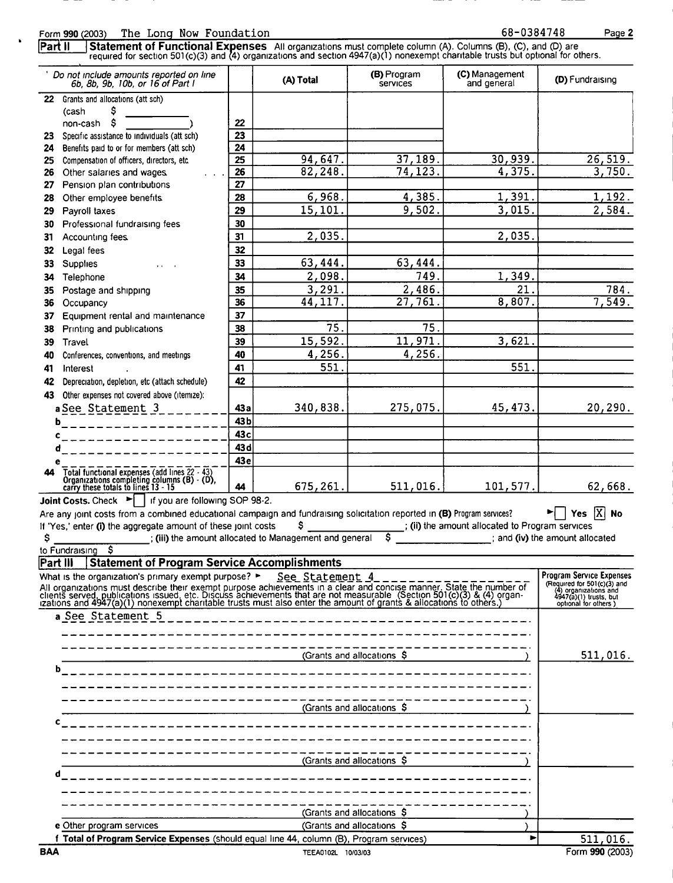Form 990 (2003) The Long Now Foundation 68-0384748

## Part II Statement of Functional Expenses

All organizations must complete column (A). Columns (B), (C), and (D) are required for section 501(c)(3) and (4) organizations and section 4947(a)(1) nonexempt charitable trusts but optional for others.

| Do not include amounts reported on line 6b, 8b, 9b, 10b, or 16 of Part I | | (A) Total | (B) Program services | (C) Management and general | (D) Fundraising |
|---|---|---|---|---|---|
| 22 Grants and allocations (att sch) (cash $ ______ non-cash $ ______ ) | 22 | | | | |
| 23 Specific assistance to individuals (att sch) | 23 | | | | |
| 24 Benefits paid to or for members (att sch) | 24 | | | | |
| 25 Compensation of officers, directors, etc | 25 | 94,647. | 37,189. | 30,939. | 26,519. |
| 26 Other salaries and wages | 26 | 82,248. | 74,123. | 4,375. | 3,750. |
| 27 Pension plan contributions | 27 | | | | |
| 28 Other employee benefits | 28 | 6,968. | 4,385. | 1,391. | 1,192. |
| 29 Payroll taxes | 29 | 15,101. | 9,502. | 3,015. | 2,584. |
| 30 Professional fundraising fees | 30 | | | | |
| 31 Accounting fees | 31 | 2,035. | | 2,035. | |
| 32 Legal fees | 32 | | | | |
| 33 Supplies | 33 | 63,444. | 63,444. | | |
| 34 Telephone | 34 | 2,098. | 749. | 1,349. | |
| 35 Postage and shipping | 35 | 3,291. | 2,486. | 21. | 784. |
| 36 Occupancy | 36 | 44,117. | 27,761. | 8,807. | 7,549. |
| 37 Equipment rental and maintenance | 37 | | | | |
| 38 Printing and publications | 38 | 75. | 75. | | |
| 39 Travel | 39 | 15,592. | 11,971. | 3,621. | |
| 40 Conferences, conventions, and meetings | 40 | 4,256. | 4,256. | | |
| 41 Interest | 41 | 551. | | 551. | |
| 42 Depreciation, depletion, etc (attach schedule) | 42 | | | | |
| 43 Other expenses not covered above (itemize): | | | | | |
| a See Statement 3 | 43a | 340,838. | 275,075. | 45,473. | 20,290. |
| b | 43b | | | | |
| c | 43c | | | | |
| d | 43d | | | | |
| e | 43e | | | | |
| 44 Total functional expenses (add lines 22 - 43) Organizations completing columns (B) - (D), carry these totals to lines 13 - 15 | 44 | 675,261. | 511,016. | 101,577. | 62,668. |

**Joint Costs.** Check ☐ if you are following SOP 98-2.

Are any joint costs from a combined educational campaign and fundraising solicitation reported in **(B)** Program services? ☐ Yes ☒ No

If 'Yes,' enter **(i)** the aggregate amount of these joint costs $ ______ ; **(ii)** the amount allocated to Program services $ ______ ; **(iii)** the amount allocated to Management and general $ ______ ; and **(iv)** the amount allocated to Fundraising $ ______

## Part III Statement of Program Service Accomplishments

What is the organization's primary exempt purpose? ► See Statement 4

All organizations must describe their exempt purpose achievements in a clear and concise manner. State the number of clients served, publications issued, etc. Discuss achievements that are not measurable (Section 501(c)(3) & (4) organizations and 4947(a)(1) nonexempt charitable trusts must also enter the amount of grants & allocations to others.)

| | Program Service Expenses (Required for 501(c)(3) and (4) organizations and 4947(a)(1) trusts, but optional for others.) |
|---|---|
| a See Statement 5 (Grants and allocations $ ) | 511,016. |
| b (Grants and allocations $ ) | |
| c (Grants and allocations $ ) | |
| d (Grants and allocations $ ) | |
| e Other program services (Grants and allocations $ ) | |
| **f Total of Program Service Expenses** (should equal line 44, column (B), Program services) ► | 511,016. |

BAA TEEA0102L 10/03/03 Form **990** (2003)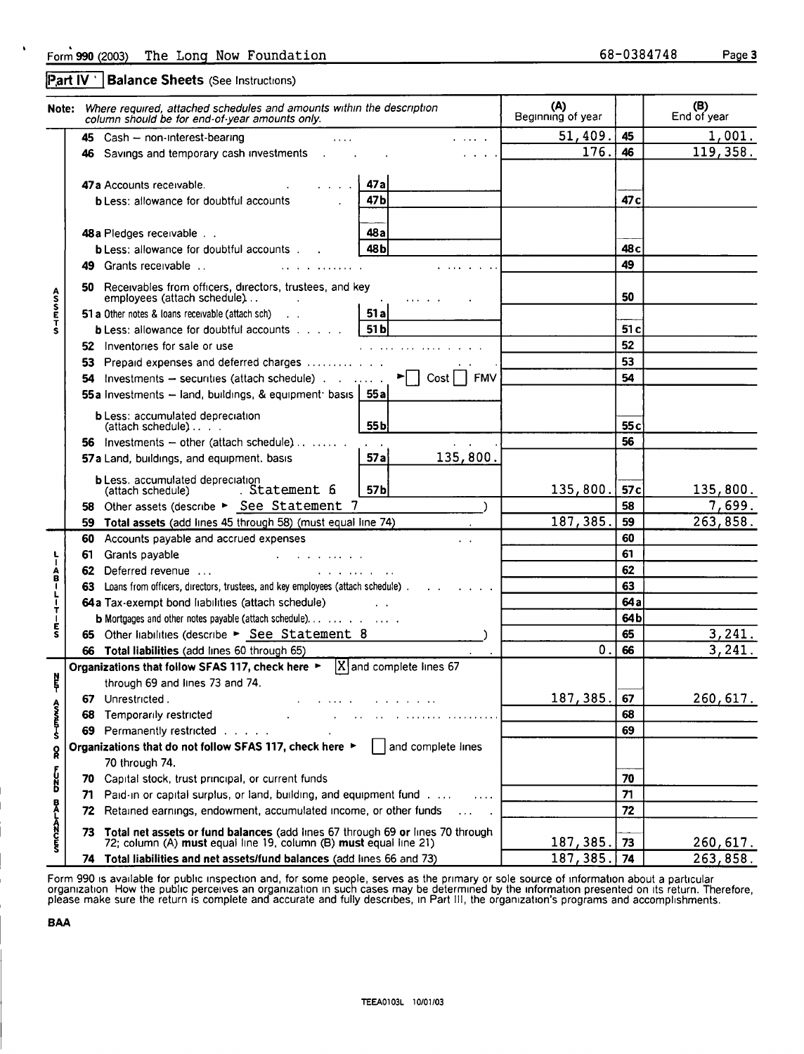Form 990 (2003) The Long Now Foundation 68-0384748

## Part IV Balance Sheets (See Instructions)

| **Note:** *Where required, attached schedules and amounts within the description column should be for end-of-year amounts only.* | | | (A) Beginning of year | | (B) End of year |
|---|---|---|---|---|---|
| **Assets** | **45** Cash – non-interest-bearing | | 51,409. | 45 | 1,001. |
| | **46** Savings and temporary cash investments | | 176. | 46 | 119,358. |
| | **47a** Accounts receivable | 47a | | | |
| | **b** Less: allowance for doubtful accounts | 47b | | 47c | |
| | **48a** Pledges receivable | 48a | | | |
| | **b** Less: allowance for doubtful accounts | 48b | | 48c | |
| | **49** Grants receivable | | | 49 | |
| | **50** Receivables from officers, directors, trustees, and key employees (attach schedule) | | | 50 | |
| | **51a** Other notes & loans receivable (attach sch) | 51a | | | |
| | **b** Less: allowance for doubtful accounts | 51b | | 51c | |
| | **52** Inventories for sale or use | | | 52 | |
| | **53** Prepaid expenses and deferred charges | | | 53 | |
| | **54** Investments – securities (attach schedule) ► ☐ Cost ☐ FMV | | | 54 | |
| | **55a** Investments – land, buildings, & equipment: basis | 55a | | | |
| | **b** Less: accumulated depreciation (attach schedule) | 55b | | 55c | |
| | **56** Investments – other (attach schedule) | | | 56 | |
| | **57a** Land, buildings, and equipment: basis | 57a 135,800. | | | |
| | **b** Less: accumulated depreciation (attach schedule) Statement 6 | 57b | 135,800. | 57c | 135,800. |
| | **58** Other assets (describe ► See Statement 7) | | | 58 | 7,699. |
| | **59 Total assets** (add lines 45 through 58) (must equal line 74) | | 187,385. | 59 | 263,858. |
| **Liabilities** | **60** Accounts payable and accrued expenses | | | 60 | |
| | **61** Grants payable | | | 61 | |
| | **62** Deferred revenue | | | 62 | |
| | **63** Loans from officers, directors, trustees, and key employees (attach schedule) | | | 63 | |
| | **64a** Tax-exempt bond liabilities (attach schedule) | | | 64a | |
| | **b** Mortgages and other notes payable (attach schedule) | | | 64b | |
| | **65** Other liabilities (describe ► See Statement 8) | | | 65 | 3,241. |
| | **66 Total liabilities** (add lines 60 through 65) | | 0. | 66 | 3,241. |
| **Net Assets or Fund Balances** | **Organizations that follow SFAS 117, check here ►** [X] and complete lines 67 through 69 and lines 73 and 74. | | | | |
| | **67** Unrestricted | | 187,385. | 67 | 260,617. |
| | **68** Temporarily restricted | | | 68 | |
| | **69** Permanently restricted | | | 69 | |
| | **Organizations that do not follow SFAS 117, check here ►** ☐ and complete lines 70 through 74. | | | | |
| | **70** Capital stock, trust principal, or current funds | | | 70 | |
| | **71** Paid-in or capital surplus, or land, building, and equipment fund | | | 71 | |
| | **72** Retained earnings, endowment, accumulated income, or other funds | | | 72 | |
| | **73 Total net assets or fund balances** (add lines 67 through 69 **or** lines 70 through 72; column (A) **must** equal line 19, column (B) **must** equal line 21) | | 187,385. | 73 | 260,617. |
| | **74 Total liabilities and net assets/fund balances** (add lines 66 and 73) | | 187,385. | 74 | 263,858. |

Form 990 is available for public inspection and, for some people, serves as the primary or sole source of information about a particular organization. How the public perceives an organization in such cases may be determined by the information presented on its return. Therefore, please make sure the return is complete and accurate and fully describes, in Part III, the organization's programs and accomplishments.

BAA

TEEA0103L 10/01/03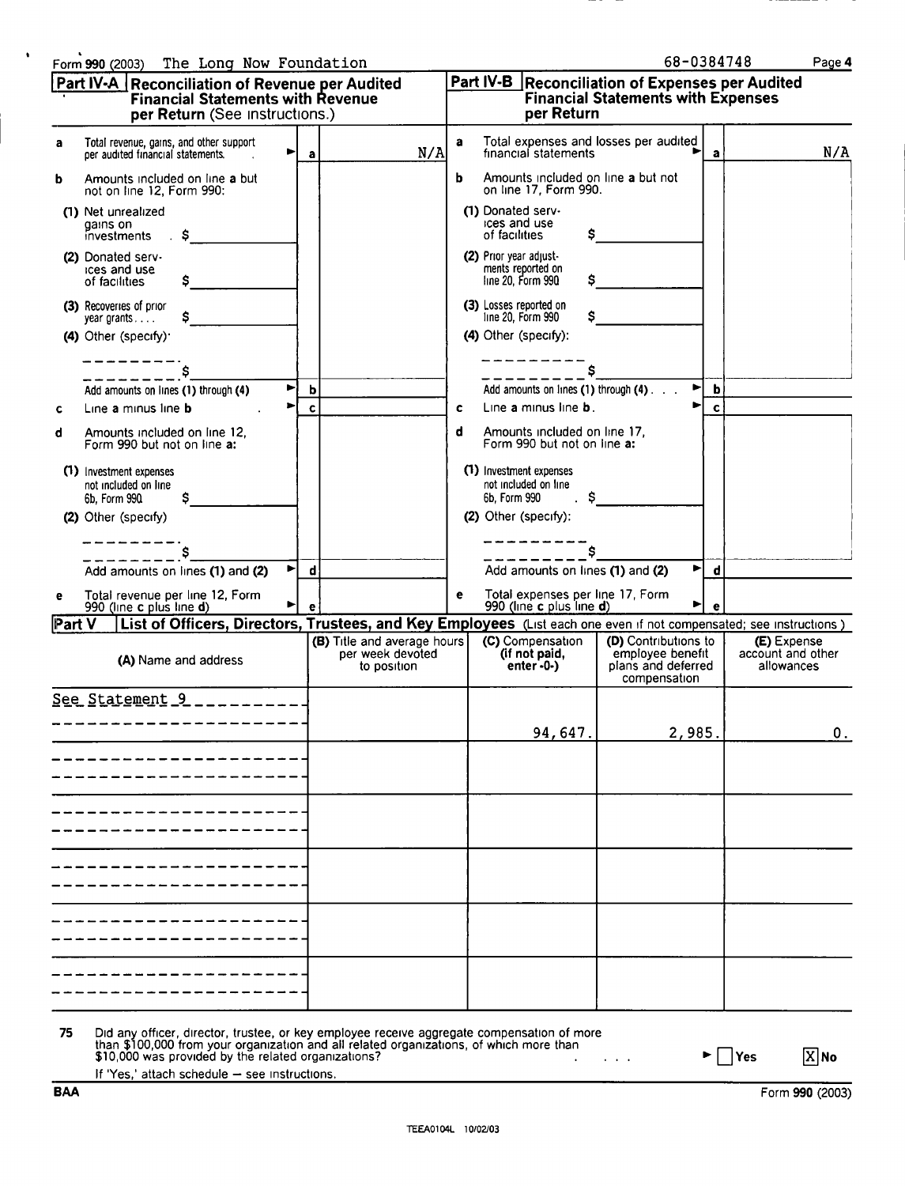Form **990** (2003) The Long Now Foundation 68-0384748

## Part IV-A Reconciliation of Revenue per Audited Financial Statements with Revenue per Return (See instructions.)

| | | | |
|---|---|---|---|
| **a** | Total revenue, gains, and other support per audited financial statements. | a | N/A |
| **b** | Amounts included on line **a** but not on line 12, Form 990: | | |
| | (1) Net unrealized gains on investments $ | | |
| | (2) Donated services and use of facilities $ | | |
| | (3) Recoveries of prior year grants $ | | |
| | (4) Other (specify): $ | | |
| | Add amounts on lines (1) through (4) | b | |
| **c** | Line **a** minus line **b** | c | |
| **d** | Amounts included on line 12, Form 990 but not on line **a**: | | |
| | (1) Investment expenses not included on line 6b, Form 990 $ | | |
| | (2) Other (specify): $ | | |
| | Add amounts on lines (1) and (2) | d | |
| **e** | Total revenue per line 12, Form 990 (line **c** plus line **d**) | e | |

## Part IV-B Reconciliation of Expenses per Audited Financial Statements with Expenses per Return

| | | | |
|---|---|---|---|
| **a** | Total expenses and losses per audited financial statements | a | N/A |
| **b** | Amounts included on line **a** but not on line 17, Form 990. | | |
| | (1) Donated services and use of facilities $ | | |
| | (2) Prior year adjustments reported on line 20, Form 990 $ | | |
| | (3) Losses reported on line 20, Form 990 $ | | |
| | (4) Other (specify): $ | | |
| | Add amounts on lines (1) through (4) | b | |
| **c** | Line **a** minus line **b**. | c | |
| **d** | Amounts included on line 17, Form 990 but not on line **a**: | | |
| | (1) Investment expenses not included on line 6b, Form 990 $ | | |
| | (2) Other (specify): $ | | |
| | Add amounts on lines (1) and (2) | d | |
| **e** | Total expenses per line 17, Form 990 (line **c** plus line **d**) | e | |

## Part V List of Officers, Directors, Trustees, and Key Employees (List each one even if not compensated; see instructions.)

| (A) Name and address | (B) Title and average hours per week devoted to position | (C) Compensation (if not paid, enter -0-) | (D) Contributions to employee benefit plans and deferred compensation | (E) Expense account and other allowances |
|---|---|---|---|---|
| See Statement 9 | | 94,647. | 2,985. | 0. |

**75** Did any officer, director, trustee, or key employee receive aggregate compensation of more than $100,000 from your organization and all related organizations, of which more than $10,000 was provided by the related organizations? ☐ Yes ☒ No

If 'Yes,' attach schedule — see instructions.

BAA Form **990** (2003)

TEEA0104L 10/02/03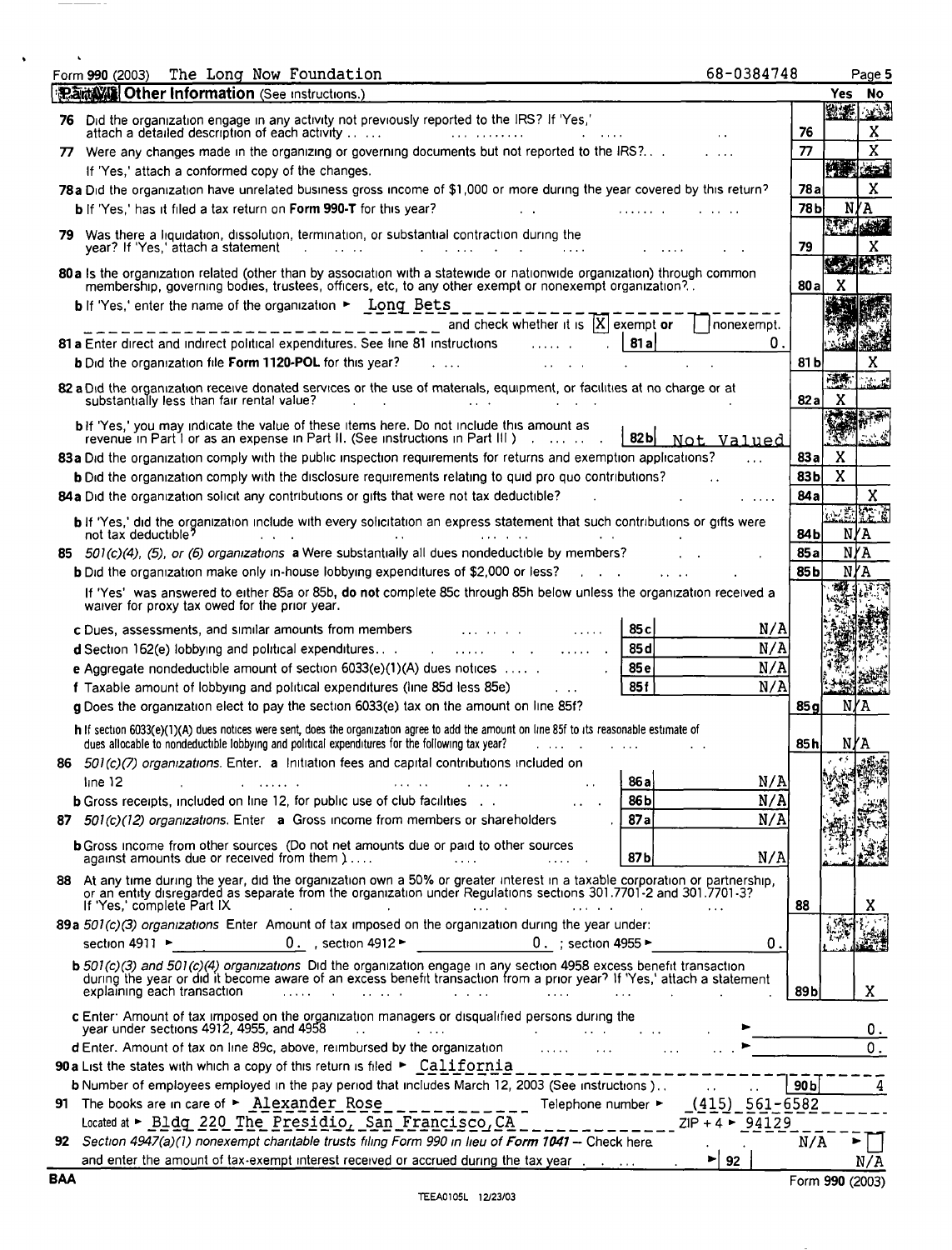Form **990** (2003) The Long Now Foundation 68-0384748 Page **5**

## Part VI Other Information (See instructions.)

| | | | Yes | No |
|---|---|---|---|---|
| **76** | Did the organization engage in any activity not previously reported to the IRS? If 'Yes,' attach a detailed description of each activity | **76** | | X |
| **77** | Were any changes made in the organizing or governing documents but not reported to the IRS? If 'Yes,' attach a conformed copy of the changes. | **77** | | X |
| **78a** | Did the organization have unrelated business gross income of $1,000 or more during the year covered by this return? | **78a** | | X |
| **b** | If 'Yes,' has it filed a tax return on **Form 990-T** for this year? | **78b** | N/A | |
| **79** | Was there a liquidation, dissolution, termination, or substantial contraction during the year? If 'Yes,' attach a statement | **79** | | X |
| **80a** | Is the organization related (other than by association with a statewide or nationwide organization) through common membership, governing bodies, trustees, officers, etc, to any other exempt or nonexempt organization? | **80a** | X | |
| **b** | If 'Yes,' enter the name of the organization ► Long Bets and check whether it is [X] exempt or [ ] nonexempt. | | | |
| **81a** | Enter direct and indirect political expenditures. See line 81 instructions — **81a** 0. | | | |
| **b** | Did the organization file **Form 1120-POL** for this year? | **81b** | | X |
| **82a** | Did the organization receive donated services or the use of materials, equipment, or facilities at no charge or at substantially less than fair rental value? | **82a** | X | |
| **b** | If 'Yes,' you may indicate the value of these items here. Do not include this amount as revenue in Part I or as an expense in Part II. (See instructions in Part III) — **82b** Not Valued | | | |
| **83a** | Did the organization comply with the public inspection requirements for returns and exemption applications? | **83a** | X | |
| **b** | Did the organization comply with the disclosure requirements relating to quid pro quo contributions? | **83b** | X | |
| **84a** | Did the organization solicit any contributions or gifts that were not tax deductible? | **84a** | | X |
| **b** | If 'Yes,' did the organization include with every solicitation an express statement that such contributions or gifts were not tax deductible? | **84b** | N/A | |
| **85** | *501(c)(4), (5), or (6) organizations* **a** Were substantially all dues nondeductible by members? | **85a** | N/A | |
| **b** | Did the organization make only in-house lobbying expenditures of $2,000 or less? | **85b** | N/A | |
| | If 'Yes' was answered to either 85a or 85b, **do not** complete 85c through 85h below unless the organization received a waiver for proxy tax owed for the prior year. | | | |
| **c** | Dues, assessments, and similar amounts from members — **85c** N/A | | | |
| **d** | Section 162(e) lobbying and political expenditures — **85d** N/A | | | |
| **e** | Aggregate nondeductible amount of section 6033(e)(1)(A) dues notices — **85e** N/A | | | |
| **f** | Taxable amount of lobbying and political expenditures (line 85d less 85e) — **85f** N/A | | | |
| **g** | Does the organization elect to pay the section 6033(e) tax on the amount on line 85f? | **85g** | N/A | |
| **h** | If section 6033(e)(1)(A) dues notices were sent, does the organization agree to add the amount on line 85f to its reasonable estimate of dues allocable to nondeductible lobbying and political expenditures for the following tax year? | **85h** | N/A | |
| **86** | *501(c)(7) organizations.* Enter. **a** Initiation fees and capital contributions included on line 12 — **86a** N/A | | | |
| **b** | Gross receipts, included on line 12, for public use of club facilities — **86b** N/A | | | |
| **87** | *501(c)(12) organizations.* Enter **a** Gross income from members or shareholders — **87a** N/A | | | |
| **b** | Gross income from other sources (Do not net amounts due or paid to other sources against amounts due or received from them.) — **87b** N/A | | | |
| **88** | At any time during the year, did the organization own a 50% or greater interest in a taxable corporation or partnership, or an entity disregarded as separate from the organization under Regulations sections 301.7701-2 and 301.7701-3? If 'Yes,' complete Part IX | **88** | | X |
| **89a** | *501(c)(3) organizations* Enter Amount of tax imposed on the organization during the year under: section 4911 ► 0. , section 4912 ► 0. ; section 4955 ► 0. | | | |
| **b** | *501(c)(3) and 501(c)(4) organizations* Did the organization engage in any section 4958 excess benefit transaction during the year or did it become aware of an excess benefit transaction from a prior year? If 'Yes,' attach a statement explaining each transaction | **89b** | | X |
| **c** | Enter: Amount of tax imposed on the organization managers or disqualified persons during the year under sections 4912, 4955, and 4958 ► 0. | | | |
| **d** | Enter. Amount of tax on line 89c, above, reimbursed by the organization ► 0. | | | |

**90a** List the states with which a copy of this return is filed ► California

**b** Number of employees employed in the pay period that includes March 12, 2003 (See instructions) — **90b** 4

**91** The books are in care of ► Alexander Rose Telephone number ► (415) 561-6582

Located at ► Bldg 220 The Presidio, San Francisco,CA ZIP + 4 ► 94129

**92** *Section 4947(a)(1) nonexempt charitable trusts filing Form 990 in lieu of Form 1041* — Check here N/A ► [ ]

and enter the amount of tax-exempt interest received or accrued during the tax year ► **92** N/A

BAA Form **990** (2003)

TEEA0105L 12/23/03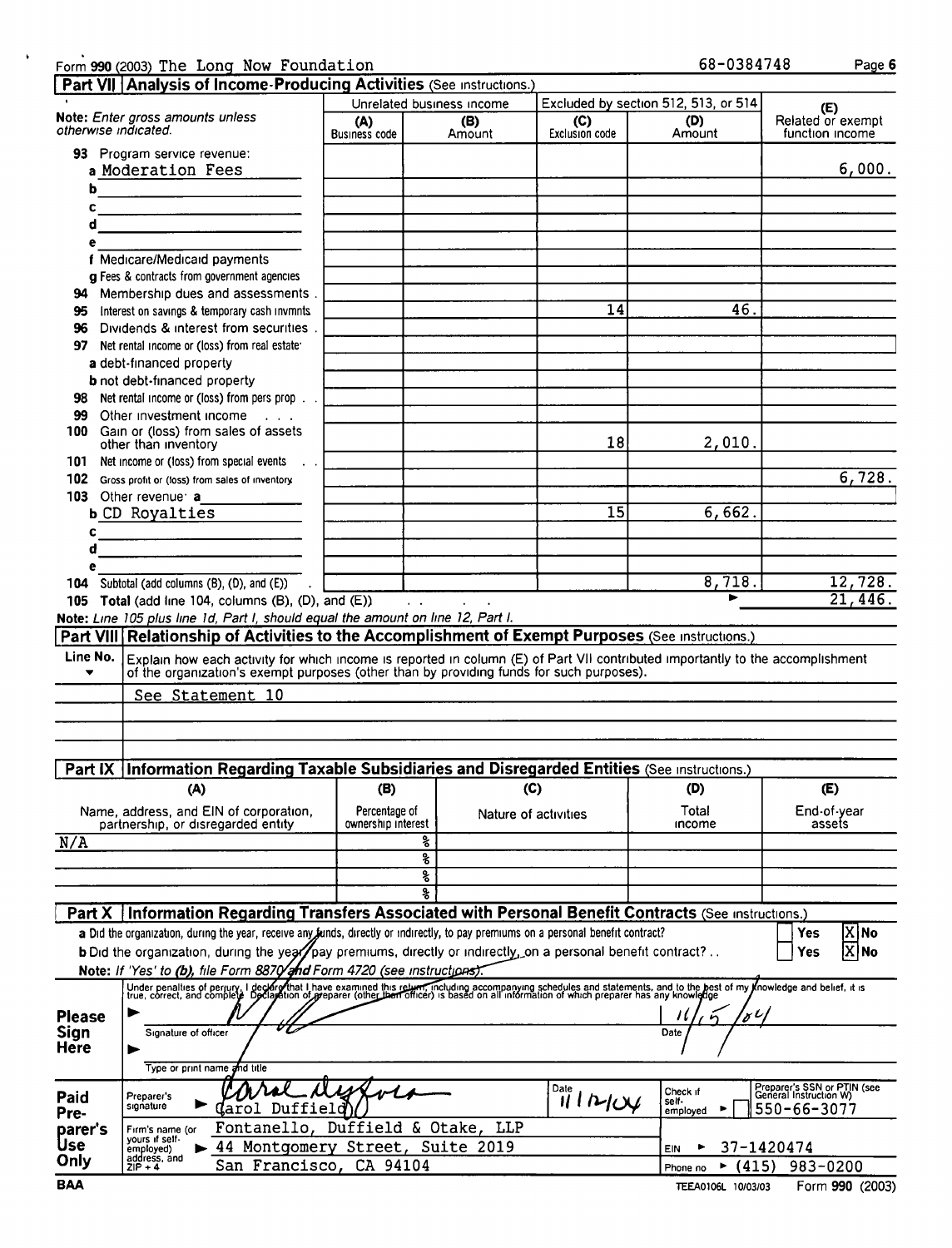Form **990** (2003) The Long Now Foundation 68-0384748

## Part VII | Analysis of Income-Producing Activities (See instructions.)

**Note:** *Enter gross amounts unless otherwise indicated.*

| | Unrelated business income | | Excluded by section 512, 513, or 514 | | (E) |
|---|---|---|---|---|---|
| | (A) Business code | (B) Amount | (C) Exclusion code | (D) Amount | Related or exempt function income |
| **93** Program service revenue: | | | | | |
| a Moderation Fees | | | | | 6,000. |
| b | | | | | |
| c | | | | | |
| d | | | | | |
| e | | | | | |
| f Medicare/Medicaid payments | | | | | |
| g Fees & contracts from government agencies | | | | | |
| **94** Membership dues and assessments | | | | | |
| **95** Interest on savings & temporary cash invmnts | | | 14 | 46. | |
| **96** Dividends & interest from securities | | | | | |
| **97** Net rental income or (loss) from real estate: | | | | | |
| a debt-financed property | | | | | |
| b not debt-financed property | | | | | |
| **98** Net rental income or (loss) from pers prop | | | | | |
| **99** Other investment income | | | | | |
| **100** Gain or (loss) from sales of assets other than inventory | | | 18 | 2,010. | |
| **101** Net income or (loss) from special events | | | | | |
| **102** Gross profit or (loss) from sales of inventory | | | | | 6,728. |
| **103** Other revenue: a | | | | | |
| b CD Royalties | | | 15 | 6,662. | |
| c | | | | | |
| d | | | | | |
| e | | | | | |
| **104** Subtotal (add columns (B), (D), and (E)) | | | | 8,718. | 12,728. |
| **105 Total** (add line 104, columns (B), (D), and (E)) | | | | | 21,446. |

**Note:** *Line 105 plus line 1d, Part I, should equal the amount on line 12, Part I.*

## Part VIII | Relationship of Activities to the Accomplishment of Exempt Purposes (See instructions.)

| Line No. | Explain how each activity for which income is reported in column (E) of Part VII contributed importantly to the accomplishment of the organization's exempt purposes (other than by providing funds for such purposes). |
|---|---|
| | See Statement 10 |

## Part IX | Information Regarding Taxable Subsidiaries and Disregarded Entities (See instructions.)

| (A) Name, address, and EIN of corporation, partnership, or disregarded entity | (B) Percentage of ownership interest | (C) Nature of activities | (D) Total income | (E) End-of-year assets |
|---|---|---|---|---|
| N/A | % | | | |
| | % | | | |
| | % | | | |
| | % | | | |

## Part X | Information Regarding Transfers Associated with Personal Benefit Contracts (See instructions.)

**a** Did the organization, during the year, receive any funds, directly or indirectly, to pay premiums on a personal benefit contract? ☐ Yes ☒ No

**b** Did the organization, during the year, pay premiums, directly or indirectly, on a personal benefit contract? ☐ Yes ☒ No

**Note:** *If 'Yes' to (b), file Form 8870 and Form 4720 (see instructions).*

**Please Sign Here**

Under penalties of perjury, I declare that I have examined this return, including accompanying schedules and statements, and to the best of my knowledge and belief, it is true, correct, and complete. Declaration of preparer (other than officer) is based on all information of which preparer has any knowledge.

Signature of officer: [signature] Date: 11/15/04

Type or print name and title

**Paid Preparer's Use Only**

Preparer's signature: Carol Duffield [signature] Date: 11/12/04 Check if self-employed ☐ Preparer's SSN or PTIN (see General Instruction W): 550-66-3077

Firm's name (or yours if self-employed), address, and ZIP + 4: Fontanello, Duffield & Otake, LLP, 44 Montgomery Street, Suite 2019, San Francisco, CA 94104

EIN ▶ 37-1420474

Phone no ▶ (415) 983-0200

BAA TEEA0106L 10/03/03 Form **990** (2003)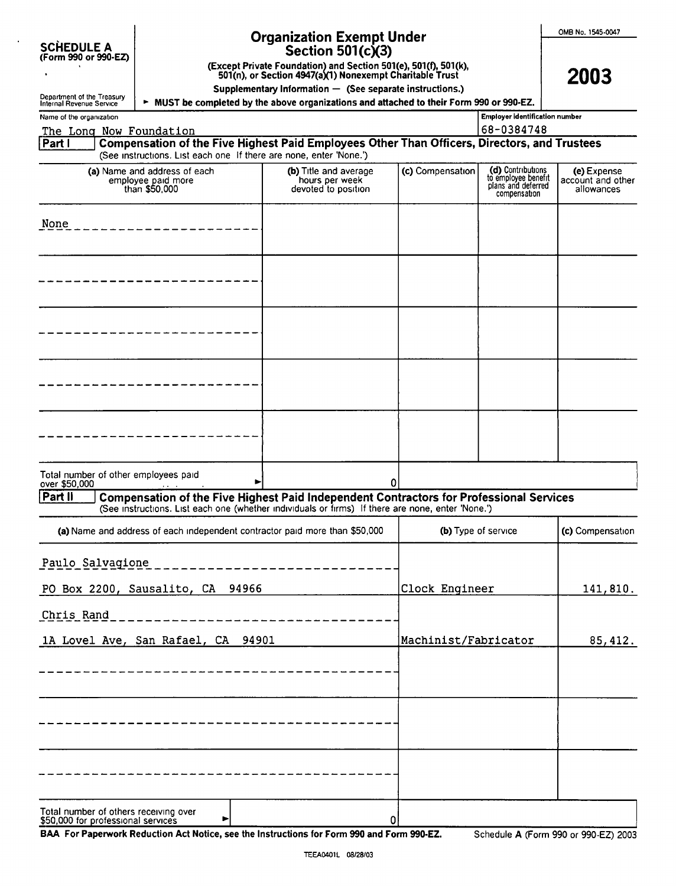**SCHEDULE A (Form 990 or 990-EZ)**

Department of the Treasury Internal Revenue Service

# Organization Exempt Under Section 501(c)(3)

**(Except Private Foundation) and Section 501(e), 501(f), 501(k), 501(n), or Section 4947(a)(1) Nonexempt Charitable Trust**

**Supplementary Information — (See separate instructions.)**

► **MUST be completed by the above organizations and attached to their Form 990 or 990-EZ.**

OMB No. 1545-0047

**2003**

| Name of the organization | Employer identification number |
|---|---|
| The Long Now Foundation | 68-0384748 |

## Part I — Compensation of the Five Highest Paid Employees Other Than Officers, Directors, and Trustees

(See instructions. List each one. If there are none, enter 'None.')

| (a) Name and address of each employee paid more than $50,000 | (b) Title and average hours per week devoted to position | (c) Compensation | (d) Contributions to employee benefit plans and deferred compensation | (e) Expense account and other allowances |
|---|---|---|---|---|
| None | | | | |
| | | | | |
| | | | | |
| | | | | |
| | | | | |

Total number of other employees paid over $50,000 ► 0

## Part II — Compensation of the Five Highest Paid Independent Contractors for Professional Services

(See instructions. List each one (whether individuals or firms). If there are none, enter 'None.')

| (a) Name and address of each independent contractor paid more than $50,000 | (b) Type of service | (c) Compensation |
|---|---|---|
| Paulo Salvagione<br>PO Box 2200, Sausalito, CA 94966 | Clock Engineer | 141,810. |
| Chris Rand<br>1A Lovel Ave, San Rafael, CA 94901 | Machinist/Fabricator | 85,412. |
| | | |
| | | |
| | | |

Total number of others receiving over $50,000 for professional services ► 0

**BAA For Paperwork Reduction Act Notice, see the Instructions for Form 990 and Form 990-EZ.** Schedule A (Form 990 or 990-EZ) 2003

TEEA0401L 08/28/03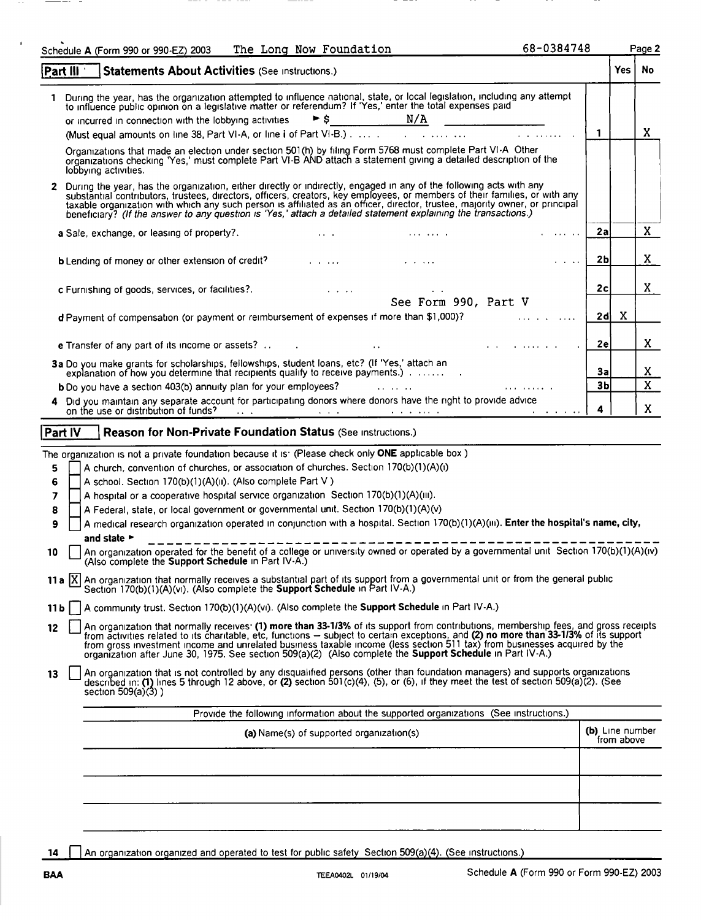Schedule A (Form 990 or 990-EZ) 2003 The Long Now Foundation 68-0384748 Page 2

## Part III Statements About Activities (See instructions.)

| | | | Yes | No |
|---|---|---|---|---|
| 1 | During the year, has the organization attempted to influence national, state, or local legislation, including any attempt to influence public opinion on a legislative matter or referendum? If 'Yes,' enter the total expenses paid or incurred in connection with the lobbying activities ► $ N/A (Must equal amounts on line 38, Part VI-A, or line i of Part VI-B.) | 1 | | X |
| | Organizations that made an election under section 501(h) by filing Form 5768 must complete Part VI-A Other organizations checking 'Yes,' must complete Part VI-B AND attach a statement giving a detailed description of the lobbying activities. | | | |
| 2 | During the year, has the organization, either directly or indirectly, engaged in any of the following acts with any substantial contributors, trustees, directors, officers, creators, key employees, or members of their families, or with any taxable organization with which any such person is affiliated as an officer, director, trustee, majority owner, or principal beneficiary? *(If the answer to any question is 'Yes,' attach a detailed statement explaining the transactions.)* | | | |
| | a Sale, exchange, or leasing of property? | 2a | | X |
| | b Lending of money or other extension of credit? | 2b | | X |
| | c Furnishing of goods, services, or facilities? | 2c | | X |
| | d Payment of compensation (or payment or reimbursement of expenses if more than $1,000)? See Form 990, Part V | 2d | X | |
| | e Transfer of any part of its income or assets? | 2e | | X |
| 3a | Do you make grants for scholarships, fellowships, student loans, etc? (If 'Yes,' attach an explanation of how you determine that recipients qualify to receive payments.) | 3a | | X |
| b | Do you have a section 403(b) annuity plan for your employees? | 3b | | X |
| 4 | Did you maintain any separate account for participating donors where donors have the right to provide advice on the use or distribution of funds? | 4 | | X |

## Part IV Reason for Non-Private Foundation Status (See instructions.)

The organization is not a private foundation because it is: (Please check only **ONE** applicable box )

5 ☐ A church, convention of churches, or association of churches. Section 170(b)(1)(A)(i)

6 ☐ A school. Section 170(b)(1)(A)(ii). (Also complete Part V )

7 ☐ A hospital or a cooperative hospital service organization Section 170(b)(1)(A)(iii).

8 ☐ A Federal, state, or local government or governmental unit. Section 170(b)(1)(A)(v)

9 ☐ A medical research organization operated in conjunction with a hospital. Section 170(b)(1)(A)(iii). **Enter the hospital's name, city, and state** ►

10 ☐ An organization operated for the benefit of a college or university owned or operated by a governmental unit Section 170(b)(1)(A)(iv) (Also complete the **Support Schedule** in Part IV-A.)

11a ☒ An organization that normally receives a substantial part of its support from a governmental unit or from the general public Section 170(b)(1)(A)(vi). (Also complete the **Support Schedule** in Part IV-A.)

11b ☐ A community trust. Section 170(b)(1)(A)(vi). (Also complete the **Support Schedule** in Part IV-A.)

12 ☐ An organization that normally receives: **(1) more than 33-1/3%** of its support from contributions, membership fees, and gross receipts from activities related to its charitable, etc, functions – subject to certain exceptions, and **(2) no more than 33-1/3%** of its support from gross investment income and unrelated business taxable income (less section 511 tax) from businesses acquired by the organization after June 30, 1975. See section 509(a)(2) (Also complete the **Support Schedule** in Part IV-A.)

13 ☐ An organization that is not controlled by any disqualified persons (other than foundation managers) and supports organizations described in: **(1)** lines 5 through 12 above, or **(2)** section 501(c)(4), (5), or (6), if they meet the test of section 509(a)(2). (See section 509(a)(3) )

Provide the following information about the supported organizations (See instructions.)

| (a) Name(s) of supported organization(s) | (b) Line number from above |
|---|---|
| | |
| | |
| | |

14 ☐ An organization organized and operated to test for public safety Section 509(a)(4). (See instructions.)

BAA TEEA0402L 01/19/04 Schedule A (Form 990 or Form 990-EZ) 2003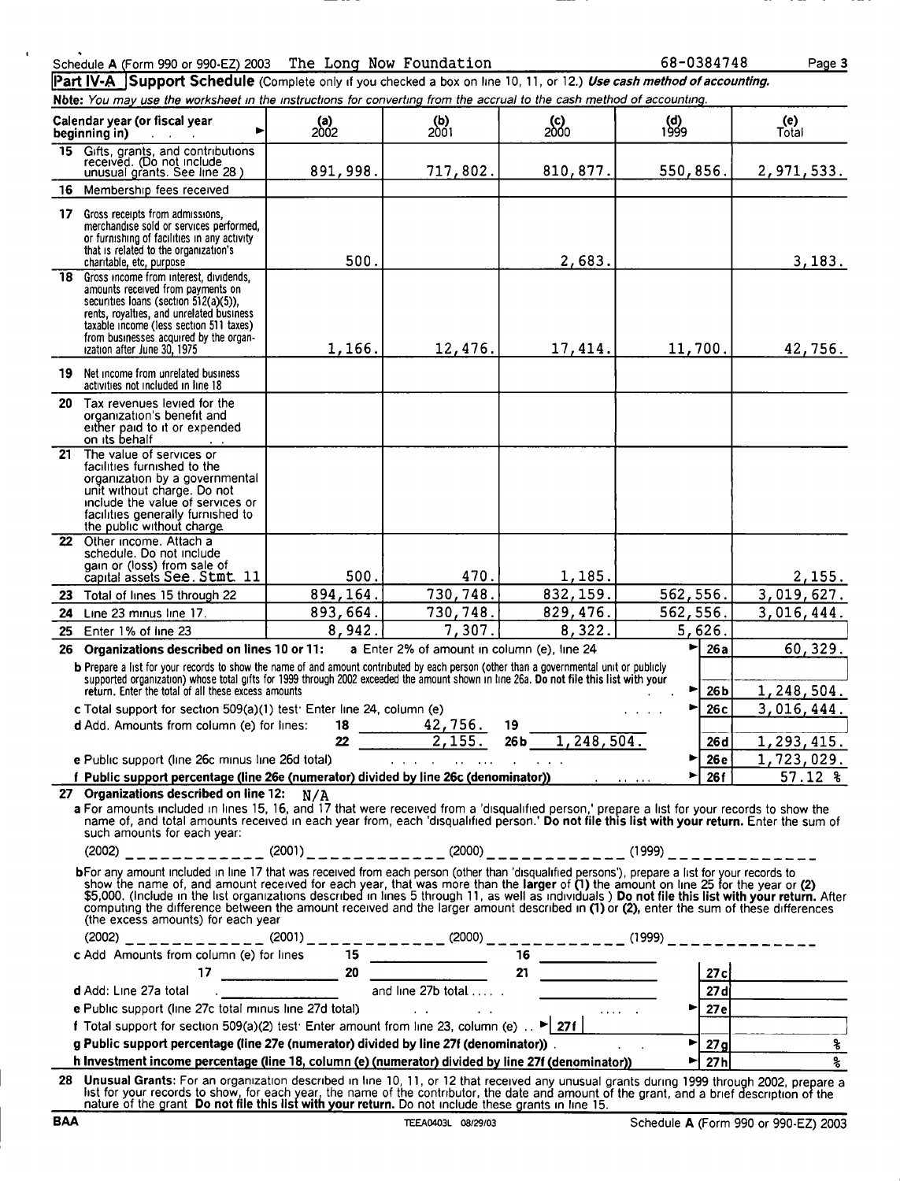Schedule A (Form 990 or 990-EZ) 2003 The Long Now Foundation 68-0384748 Page 3

## Part IV-A Support Schedule (Complete only if you checked a box on line 10, 11, or 12.) *Use cash method of accounting.*

*Note: You may use the worksheet in the instructions for converting from the accrual to the cash method of accounting.*

| Calendar year (or fiscal year beginning in) ► | (a) 2002 | (b) 2001 | (c) 2000 | (d) 1999 | (e) Total |
|---|---|---|---|---|---|
| 15 Gifts, grants, and contributions received. (Do not include unusual grants. See line 28.) | 891,998. | 717,802. | 810,877. | 550,856. | 2,971,533. |
| 16 Membership fees received | | | | | |
| 17 Gross receipts from admissions, merchandise sold or services performed, or furnishing of facilities in any activity that is related to the organization's charitable, etc, purpose | 500. | | 2,683. | | 3,183. |
| 18 Gross income from interest, dividends, amounts received from payments on securities loans (section 512(a)(5)), rents, royalties, and unrelated business taxable income (less section 511 taxes) from businesses acquired by the organization after June 30, 1975 | 1,166. | 12,476. | 17,414. | 11,700. | 42,756. |
| 19 Net income from unrelated business activities not included in line 18 | | | | | |
| 20 Tax revenues levied for the organization's benefit and either paid to it or expended on its behalf | | | | | |
| 21 The value of services or facilities furnished to the organization by a governmental unit without charge. Do not include the value of services or facilities generally furnished to the public without charge | | | | | |
| 22 Other income. Attach a schedule. Do not include gain or (loss) from sale of capital assets See Stmt 11 | 500. | 470. | 1,185. | | 2,155. |
| 23 Total of lines 15 through 22 | 894,164. | 730,748. | 832,159. | 562,556. | 3,019,627. |
| 24 Line 23 minus line 17. | 893,664. | 730,748. | 829,476. | 562,556. | 3,016,444. |
| 25 Enter 1% of line 23 | 8,942. | 7,307. | 8,322. | 5,626. | |

**26 Organizations described on lines 10 or 11:** a Enter 2% of amount in column (e), line 24 ► **26a** 60,329.

**b** Prepare a list for your records to show the name of and amount contributed by each person (other than a governmental unit or publicly supported organization) whose total gifts for 1999 through 2002 exceeded the amount shown in line 26a. **Do not file this list with your return.** Enter the total of all these excess amounts ► **26b** 1,248,504.

**c** Total support for section 509(a)(1) test: Enter line 24, column (e) ► **26c** 3,016,444.

**d** Add. Amounts from column (e) for lines: 18 42,756. 19 ______ 22 2,155. 26b 1,248,504. **26d** 1,293,415.

**e** Public support (line 26c minus line 26d total) ► **26e** 1,723,029.

**f Public support percentage (line 26e (numerator) divided by line 26c (denominator))** ► **26f** 57.12 %

**27 Organizations described on line 12:** N/A

**a** For amounts included in lines 15, 16, and 17 that were received from a 'disqualified person,' prepare a list for your records to show the name of, and total amounts received in each year from, each 'disqualified person.' **Do not file this list with your return.** Enter the sum of such amounts for each year:

(2002) ____________ (2001) ____________ (2000) ____________ (1999) ____________

**b** For any amount included in line 17 that was received from each person (other than 'disqualified persons'), prepare a list for your records to show the name of, and amount received for each year, that was more than the **larger** of (1) the amount on line 25 for the year or (2) $5,000. (Include in the list organizations described in lines 5 through 11, as well as individuals.) **Do not file this list with your return.** After computing the difference between the amount received and the larger amount described in (1) or (2), enter the sum of these differences (the excess amounts) for each year

(2002) ____________ (2001) ____________ (2000) ____________ (1999) ____________

**c** Add Amounts from column (e) for lines 15 ______ 16 ______ 17 ______ 20 ______ 21 ______ **27c** ______

**d** Add: Line 27a total ______ and line 27b total ______ **27d** ______

**e** Public support (line 27c total minus line 27d total) ► **27e** ______

**f** Total support for section 509(a)(2) test: Enter amount from line 23, column (e) ► **27f** ______

**g Public support percentage (line 27e (numerator) divided by line 27f (denominator))** ► **27g** %

**h Investment income percentage (line 18, column (e) (numerator) divided by line 27f (denominator))** ► **27h** %

**28 Unusual Grants:** For an organization described in line 10, 11, or 12 that received any unusual grants during 1999 through 2002, prepare a list for your records to show, for each year, the name of the contributor, the date and amount of the grant, and a brief description of the nature of the grant. **Do not file this list with your return.** Do not include these grants in line 15.

BAA TEEA0403L 08/29/03 Schedule A (Form 990 or 990-EZ) 2003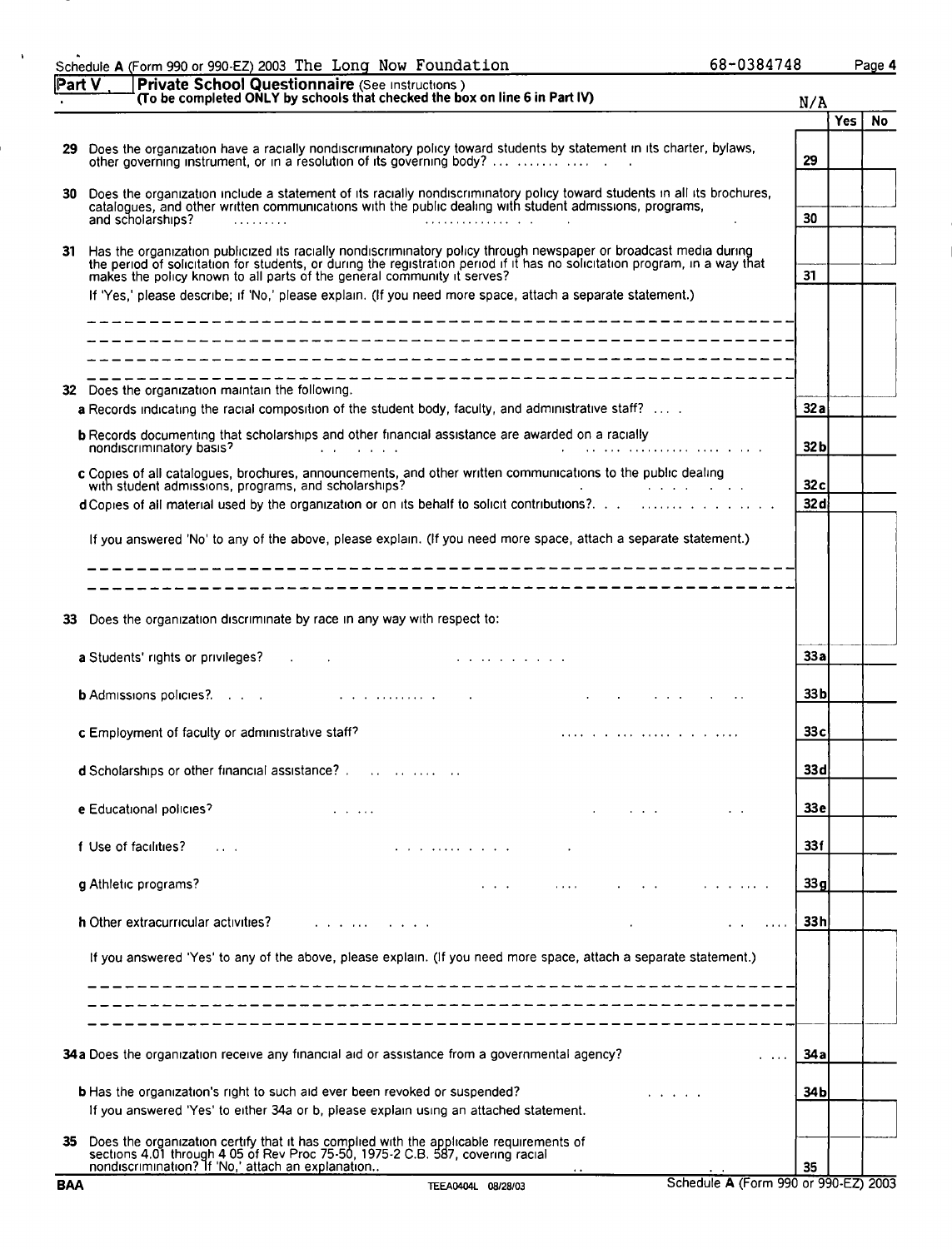Schedule A (Form 990 or 990-EZ) 2003 The Long Now Foundation 68-0384748 Page 4

## Part V Private School Questionnaire (See instructions.)

**(To be completed ONLY by schools that checked the box on line 6 in Part IV)**

N/A

| | | | Yes | No |
|---|---|---|---|---|
| **29** | Does the organization have a racially nondiscriminatory policy toward students by statement in its charter, bylaws, other governing instrument, or in a resolution of its governing body? | 29 | | |
| **30** | Does the organization include a statement of its racially nondiscriminatory policy toward students in all its brochures, catalogues, and other written communications with the public dealing with student admissions, programs, and scholarships? | 30 | | |
| **31** | Has the organization publicized its racially nondiscriminatory policy through newspaper or broadcast media during the period of solicitation for students, or during the registration period if it has no solicitation program, in a way that makes the policy known to all parts of the general community it serves? | 31 | | |

If 'Yes,' please describe; if 'No,' please explain. (If you need more space, attach a separate statement.)

**32** Does the organization maintain the following:

| | | | Yes | No |
|---|---|---|---|---|
| **a** | Records indicating the racial composition of the student body, faculty, and administrative staff? | 32a | | |
| **b** | Records documenting that scholarships and other financial assistance are awarded on a racially nondiscriminatory basis? | 32b | | |
| **c** | Copies of all catalogues, brochures, announcements, and other written communications to the public dealing with student admissions, programs, and scholarships? | 32c | | |
| **d** | Copies of all material used by the organization or on its behalf to solicit contributions? | 32d | | |

If you answered 'No' to any of the above, please explain. (If you need more space, attach a separate statement.)

**33** Does the organization discriminate by race in any way with respect to:

| | | | Yes | No |
|---|---|---|---|---|
| **a** | Students' rights or privileges? | 33a | | |
| **b** | Admissions policies? | 33b | | |
| **c** | Employment of faculty or administrative staff? | 33c | | |
| **d** | Scholarships or other financial assistance? | 33d | | |
| **e** | Educational policies? | 33e | | |
| **f** | Use of facilities? | 33f | | |
| **g** | Athletic programs? | 33g | | |
| **h** | Other extracurricular activities? | 33h | | |

If you answered 'Yes' to any of the above, please explain. (If you need more space, attach a separate statement.)

| | | | Yes | No |
|---|---|---|---|---|
| **34a** | Does the organization receive any financial aid or assistance from a governmental agency? | 34a | | |
| **b** | Has the organization's right to such aid ever been revoked or suspended? | 34b | | |

If you answered 'Yes' to either 34a or b, please explain using an attached statement.

| | | | Yes | No |
|---|---|---|---|---|
| **35** | Does the organization certify that it has complied with the applicable requirements of sections 4.01 through 4.05 of Rev Proc 75-50, 1975-2 C.B. 587, covering racial nondiscrimination? If 'No,' attach an explanation. | 35 | | |

BAA TEEA0404L 08/28/03 Schedule A (Form 990 or 990-EZ) 2003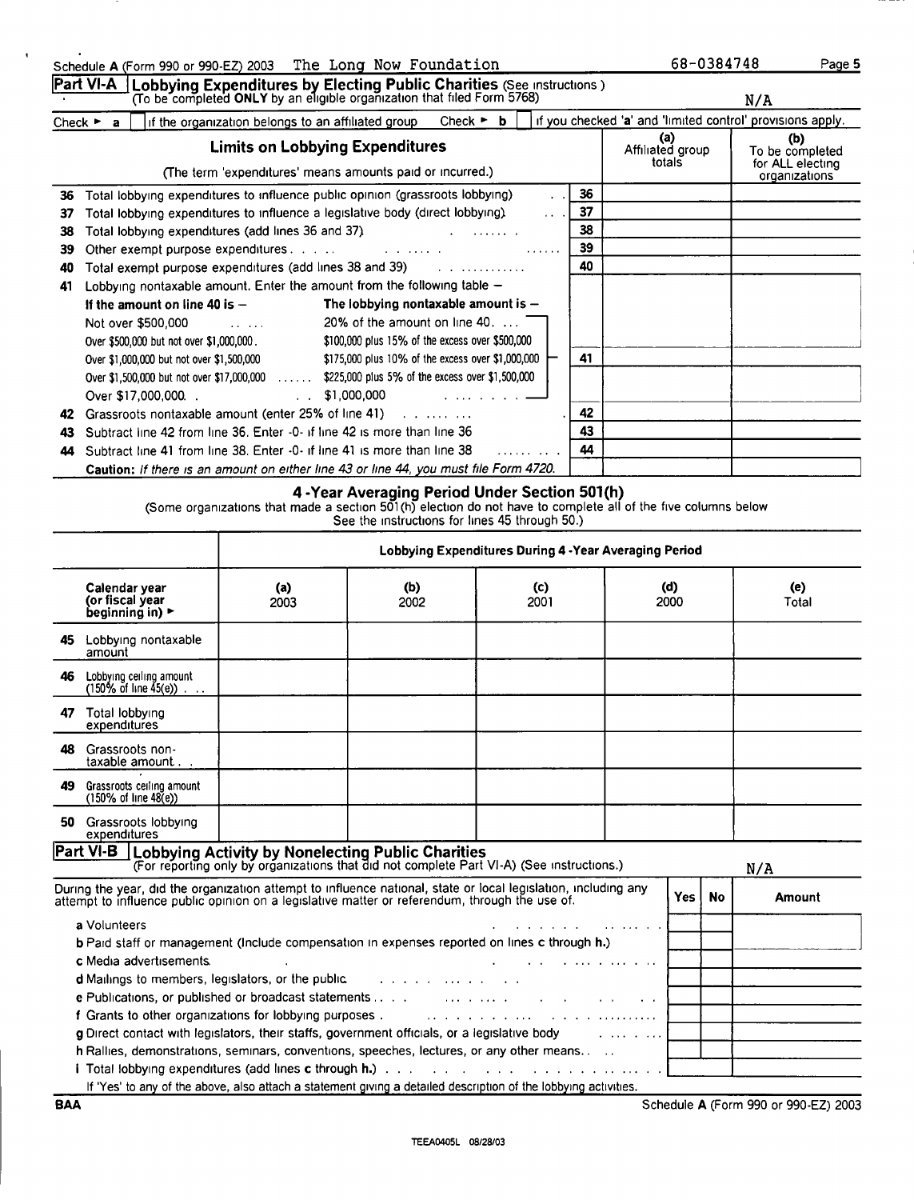Schedule A (Form 990 or 990-EZ) 2003 The Long Now Foundation 68-0384748

## Part VI-A Lobbying Expenditures by Electing Public Charities (See instructions.)
(To be completed **ONLY** by an eligible organization that filed Form 5768)

N/A

Check ► **a** ☐ if the organization belongs to an affiliated group   Check ► **b** ☐ if you checked 'a' and 'limited control' provisions apply.

| **Limits on Lobbying Expenditures** (The term 'expenditures' means amounts paid or incurred.) | | (a) Affiliated group totals | (b) To be completed for ALL electing organizations |
|---|---|---|---|
| **36** Total lobbying expenditures to influence public opinion (grassroots lobbying) | 36 | | |
| **37** Total lobbying expenditures to influence a legislative body (direct lobbying) | 37 | | |
| **38** Total lobbying expenditures (add lines 36 and 37) | 38 | | |
| **39** Other exempt purpose expenditures | 39 | | |
| **40** Total exempt purpose expenditures (add lines 38 and 39) | 40 | | |
| **41** Lobbying nontaxable amount. Enter the amount from the following table – | | | |
| **If the amount on line 40 is –** / **The lobbying nontaxable amount is –** | | | |
| Not over $500,000 — 20% of the amount on line 40. | | | |
| Over $500,000 but not over $1,000,000 — $100,000 plus 15% of the excess over $500,000 | | | |
| Over $1,000,000 but not over $1,500,000 — $175,000 plus 10% of the excess over $1,000,000 | 41 | | |
| Over $1,500,000 but not over $17,000,000 — $225,000 plus 5% of the excess over $1,500,000 | | | |
| Over $17,000,000 — $1,000,000 | | | |
| **42** Grassroots nontaxable amount (enter 25% of line 41) | 42 | | |
| **43** Subtract line 42 from line 36. Enter -0- if line 42 is more than line 36 | 43 | | |
| **44** Subtract line 41 from line 38. Enter -0- if line 41 is more than line 38 | 44 | | |
| **Caution:** *If there is an amount on either line 43 or line 44, you must file Form 4720.* | | | |

### 4-Year Averaging Period Under Section 501(h)
(Some organizations that made a section 501(h) election do not have to complete all of the five columns below. See the instructions for lines 45 through 50.)

| | Lobbying Expenditures During 4-Year Averaging Period | | | | |
|---|---|---|---|---|---|
| **Calendar year (or fiscal year beginning in)** ► | (a) 2003 | (b) 2002 | (c) 2001 | (d) 2000 | (e) Total |
| **45** Lobbying nontaxable amount | | | | | |
| **46** Lobbying ceiling amount (150% of line 45(e)) | | | | | |
| **47** Total lobbying expenditures | | | | | |
| **48** Grassroots nontaxable amount | | | | | |
| **49** Grassroots ceiling amount (150% of line 48(e)) | | | | | |
| **50** Grassroots lobbying expenditures | | | | | |

## Part VI-B Lobbying Activity by Nonelecting Public Charities
(For reporting only by organizations that did not complete Part VI-A) (See instructions.)

N/A

| During the year, did the organization attempt to influence national, state or local legislation, including any attempt to influence public opinion on a legislative matter or referendum, through the use of: | Yes | No | Amount |
|---|---|---|---|
| **a** Volunteers | | | |
| **b** Paid staff or management (Include compensation in expenses reported on lines **c** through **h.**) | | | |
| **c** Media advertisements | | | |
| **d** Mailings to members, legislators, or the public | | | |
| **e** Publications, or published or broadcast statements | | | |
| **f** Grants to other organizations for lobbying purposes | | | |
| **g** Direct contact with legislators, their staffs, government officials, or a legislative body | | | |
| **h** Rallies, demonstrations, seminars, conventions, speeches, lectures, or any other means | | | |
| **i** Total lobbying expenditures (add lines **c** through **h.**) | | | |

If 'Yes' to any of the above, also attach a statement giving a detailed description of the lobbying activities.

BAA Schedule **A** (Form 990 or 990-EZ) 2003

TEEA0405L 08/28/03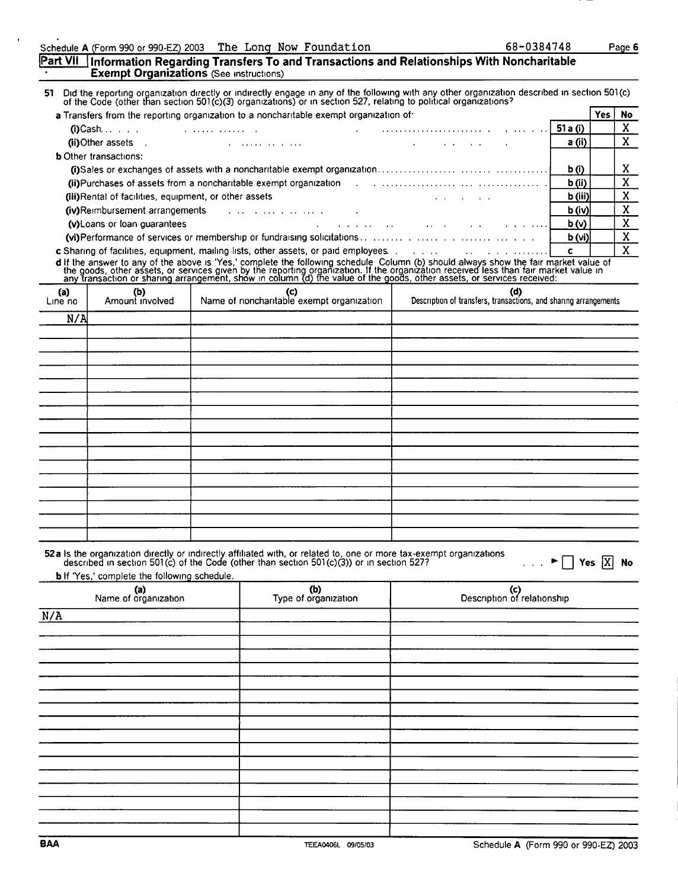Schedule A (Form 990 or 990-EZ) 2003 The Long Now Foundation 68-0384748

## Part VII Information Regarding Transfers To and Transactions and Relationships With Noncharitable Exempt Organizations (See instructions)

51 Did the reporting organization directly or indirectly engage in any of the following with any other organization described in section 501(c) of the Code (other than section 501(c)(3) organizations) or in section 527, relating to political organizations?

| | | Yes | No |
|---|---|---|---|
| **a** Transfers from the reporting organization to a noncharitable exempt organization of: | | | |
| (i) Cash | 51 a (i) | | X |
| (ii) Other assets | a (ii) | | X |
| **b** Other transactions: | | | |
| (i) Sales or exchanges of assets with a noncharitable exempt organization | b (i) | | X |
| (ii) Purchases of assets from a noncharitable exempt organization | b (ii) | | X |
| (iii) Rental of facilities, equipment, or other assets | b (iii) | | X |
| (iv) Reimbursement arrangements | b (iv) | | X |
| (v) Loans or loan guarantees | b (v) | | X |
| (vi) Performance of services or membership or fundraising solicitations | b (vi) | | X |
| **c** Sharing of facilities, equipment, mailing lists, other assets, or paid employees | c | | X |

**d** If the answer to any of the above is 'Yes,' complete the following schedule. Column (b) should always show the fair market value of the goods, other assets, or services given by the reporting organization. If the organization received less than fair market value in any transaction or sharing arrangement, show in column (d) the value of the goods, other assets, or services received:

| (a) Line no | (b) Amount involved | (c) Name of noncharitable exempt organization | (d) Description of transfers, transactions, and sharing arrangements |
|---|---|---|---|
| N/A | | | |

**52a** Is the organization directly or indirectly affiliated with, or related to, one or more tax-exempt organizations described in section 501(c) of the Code (other than section 501(c)(3)) or in section 527? ☐ Yes ☒ No

**b** If 'Yes,' complete the following schedule.

| (a) Name of organization | (b) Type of organization | (c) Description of relationship |
|---|---|---|
| N/A | | |

BAA TEEA0406L 09/05/03 Schedule A (Form 990 or 990-EZ) 2003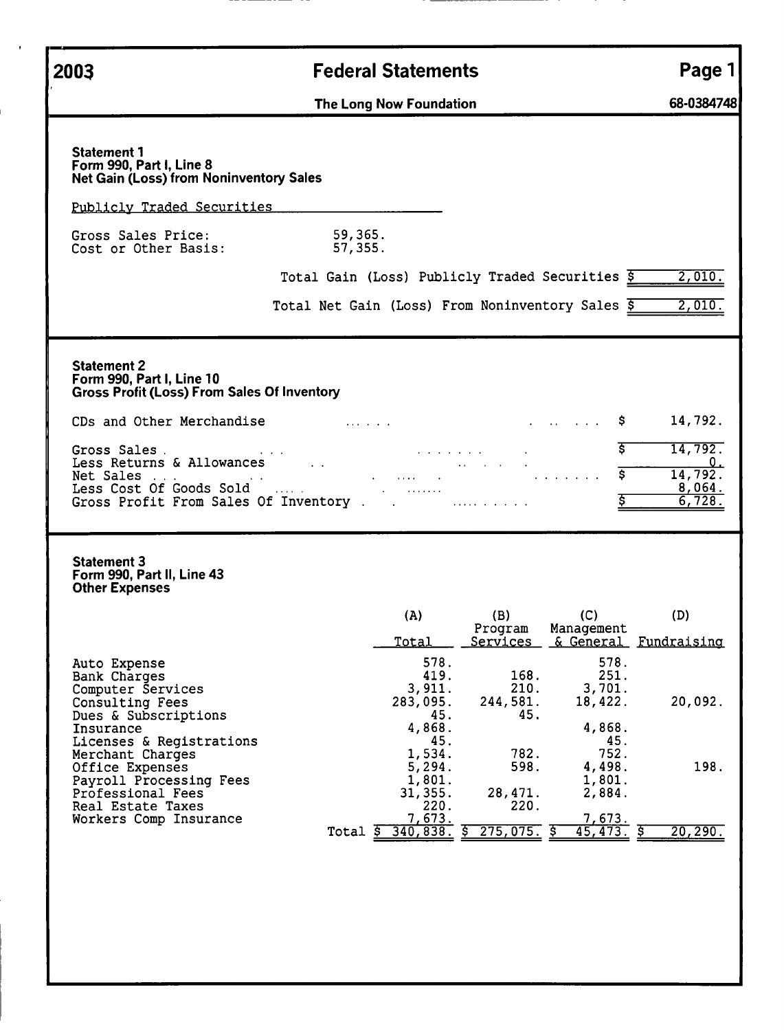# 2003 Federal Statements

**The Long Now Foundation** — 68-0384748

### Statement 1
**Form 990, Part I, Line 8**
**Net Gain (Loss) from Noninventory Sales**

Publicly Traded Securities

| | |
|---|---|
| Gross Sales Price: | 59,365. |
| Cost or Other Basis: | 57,355. |
| Total Gain (Loss) Publicly Traded Securities | $ 2,010. |
| Total Net Gain (Loss) From Noninventory Sales | $ 2,010. |

### Statement 2
**Form 990, Part I, Line 10**
**Gross Profit (Loss) From Sales Of Inventory**

| | |
|---|---|
| CDs and Other Merchandise | $ 14,792. |
| Gross Sales | $ 14,792. |
| Less Returns & Allowances | 0. |
| Net Sales | $ 14,792. |
| Less Cost Of Goods Sold | 8,064. |
| Gross Profit From Sales Of Inventory | $ 6,728. |

### Statement 3
**Form 990, Part II, Line 43**
**Other Expenses**

| | (A) Total | (B) Program Services | (C) Management & General | (D) Fundraising |
|---|---|---|---|---|
| Auto Expense | 578. | | 578. | |
| Bank Charges | 419. | 168. | 251. | |
| Computer Services | 3,911. | 210. | 3,701. | |
| Consulting Fees | 283,095. | 244,581. | 18,422. | 20,092. |
| Dues & Subscriptions | 45. | 45. | | |
| Insurance | 4,868. | | 4,868. | |
| Licenses & Registrations | 45. | | 45. | |
| Merchant Charges | 1,534. | 782. | 752. | |
| Office Expenses | 5,294. | 598. | 4,498. | 198. |
| Payroll Processing Fees | 1,801. | | 1,801. | |
| Professional Fees | 31,355. | 28,471. | 2,884. | |
| Real Estate Taxes | 220. | 220. | | |
| Workers Comp Insurance | 7,673. | | 7,673. | |
| Total | $ 340,838. | $ 275,075. | $ 45,473. | $ 20,290. |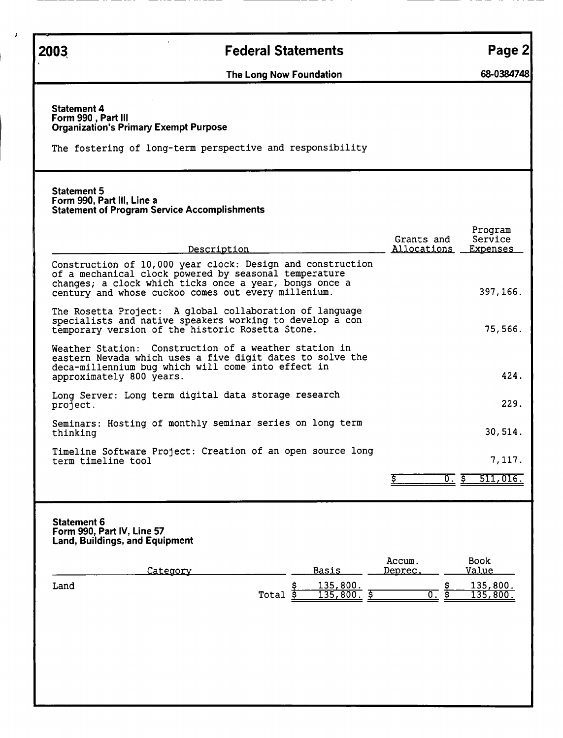# 2003 Federal Statements

**The Long Now Foundation** 68-0384748

### Statement 4
**Form 990 , Part III**
**Organization's Primary Exempt Purpose**

The fostering of long-term perspective and responsibility

### Statement 5
**Form 990, Part III, Line a**
**Statement of Program Service Accomplishments**

| Description | Grants and Allocations | Program Service Expenses |
|---|---|---|
| Construction of 10,000 year clock: Design and construction of a mechanical clock powered by seasonal temperature changes; a clock which ticks once a year, bongs once a century and whose cuckoo comes out every millenium. | | 397,166. |
| The Rosetta Project: A global collaboration of language specialists and native speakers working to develop a con temporary version of the historic Rosetta Stone. | | 75,566. |
| Weather Station: Construction of a weather station in eastern Nevada which uses a five digit dates to solve the deca-millennium bug which will come into effect in approximately 800 years. | | 424. |
| Long Server: Long term digital data storage research project. | | 229. |
| Seminars: Hosting of monthly seminar series on long term thinking | | 30,514. |
| Timeline Software Project: Creation of an open source long term timeline tool | | 7,117. |
| | $ 0. | $ 511,016. |

### Statement 6
**Form 990, Part IV, Line 57**
**Land, Buildings, and Equipment**

| Category | Basis | Accum. Deprec. | Book Value |
|---|---|---|---|
| Land | $ 135,800. | | $ 135,800. |
| Total | $ 135,800. | $ 0. | $ 135,800. |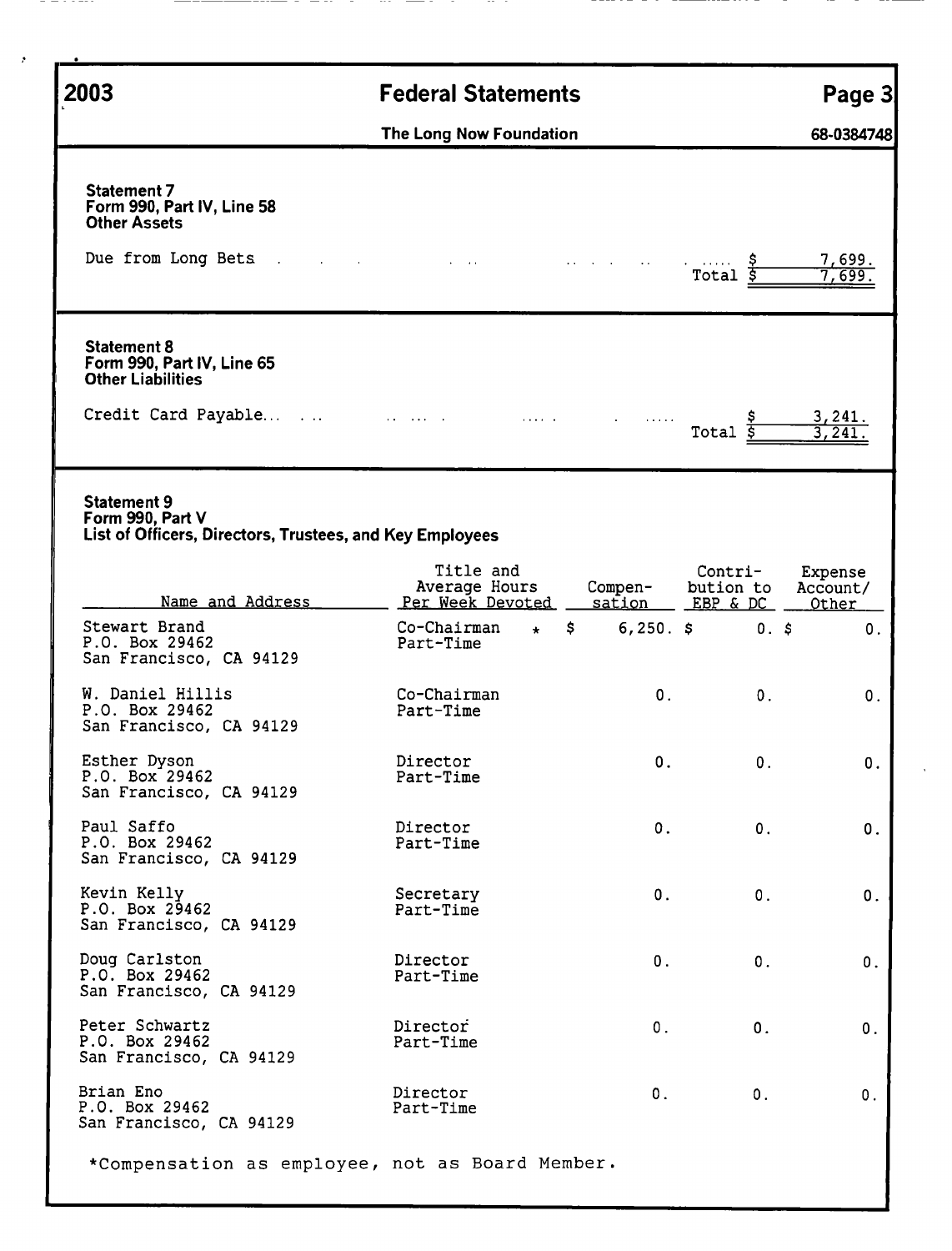**2003 — Federal Statements — Page 3**

**The Long Now Foundation — 68-0384748**

**Statement 7**
**Form 990, Part IV, Line 58**
**Other Assets**

| | |
|---|---|
| Due from Long Bets | $ 7,699. |
| Total | $ 7,699. |

**Statement 8**
**Form 990, Part IV, Line 65**
**Other Liabilities**

| | |
|---|---|
| Credit Card Payable | $ 3,241. |
| Total | $ 3,241. |

**Statement 9**
**Form 990, Part V**
**List of Officers, Directors, Trustees, and Key Employees**

| Name and Address | Title and Average Hours Per Week Devoted | Compen- sation | Contri- bution to EBP & DC | Expense Account/ Other |
|---|---|---|---|---|
| Stewart Brand<br>P.O. Box 29462<br>San Francisco, CA 94129 | Co-Chairman *<br>Part-Time | $ 6,250. | $ 0. | $ 0. |
| W. Daniel Hillis<br>P.O. Box 29462<br>San Francisco, CA 94129 | Co-Chairman<br>Part-Time | 0. | 0. | 0. |
| Esther Dyson<br>P.O. Box 29462<br>San Francisco, CA 94129 | Director<br>Part-Time | 0. | 0. | 0. |
| Paul Saffo<br>P.O. Box 29462<br>San Francisco, CA 94129 | Director<br>Part-Time | 0. | 0. | 0. |
| Kevin Kelly<br>P.O. Box 29462<br>San Francisco, CA 94129 | Secretary<br>Part-Time | 0. | 0. | 0. |
| Doug Carlston<br>P.O. Box 29462<br>San Francisco, CA 94129 | Director<br>Part-Time | 0. | 0. | 0. |
| Peter Schwartz<br>P.O. Box 29462<br>San Francisco, CA 94129 | Director<br>Part-Time | 0. | 0. | 0. |
| Brian Eno<br>P.O. Box 29462<br>San Francisco, CA 94129 | Director<br>Part-Time | 0. | 0. | 0. |

*Compensation as employee, not as Board Member.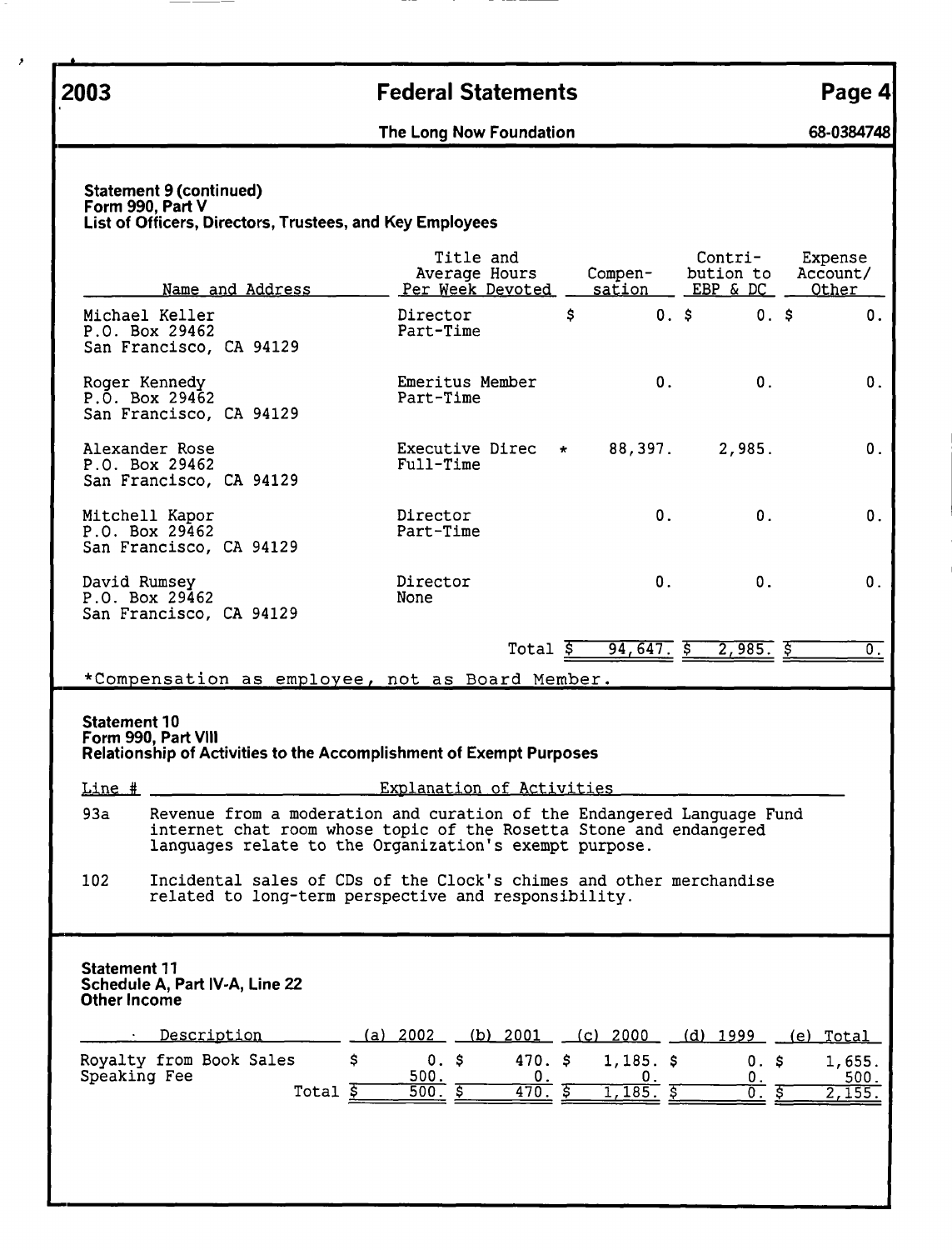**2003** **Federal Statements**

**The Long Now Foundation** **68-0384748**

**Statement 9 (continued)**
**Form 990, Part V**
**List of Officers, Directors, Trustees, and Key Employees**

| Name and Address | Title and Average Hours Per Week Devoted | Compensation | Contribution to EBP & DC | Expense Account/ Other |
|---|---|---|---|---|
| Michael Keller<br>P.O. Box 29462<br>San Francisco, CA 94129 | Director<br>Part-Time | $ 0. | $ 0. | $ 0. |
| Roger Kennedy<br>P.O. Box 29462<br>San Francisco, CA 94129 | Emeritus Member<br>Part-Time | 0. | 0. | 0. |
| Alexander Rose<br>P.O. Box 29462<br>San Francisco, CA 94129 | Executive Direc *<br>Full-Time | 88,397. | 2,985. | 0. |
| Mitchell Kapor<br>P.O. Box 29462<br>San Francisco, CA 94129 | Director<br>Part-Time | 0. | 0. | 0. |
| David Rumsey<br>P.O. Box 29462<br>San Francisco, CA 94129 | Director<br>None | 0. | 0. | 0. |
| | Total | $ 94,647. | $ 2,985. | $ 0. |

*Compensation as employee, not as Board Member.

**Statement 10**
**Form 990, Part VIII**
**Relationship of Activities to the Accomplishment of Exempt Purposes**

| Line # | Explanation of Activities |
|---|---|
| 93a | Revenue from a moderation and curation of the Endangered Language Fund internet chat room whose topic of the Rosetta Stone and endangered languages relate to the Organization's exempt purpose. |
| 102 | Incidental sales of CDs of the Clock's chimes and other merchandise related to long-term perspective and responsibility. |

**Statement 11**
**Schedule A, Part IV-A, Line 22**
**Other Income**

| Description | (a) 2002 | (b) 2001 | (c) 2000 | (d) 1999 | (e) Total |
|---|---|---|---|---|---|
| Royalty from Book Sales | $ 0. | $ 470. | $ 1,185. | $ 0. | $ 1,655. |
| Speaking Fee | 500. | 0. | 0. | 0. | 500. |
| Total | $ 500. | $ 470. | $ 1,185. | $ 0. | $ 2,155. |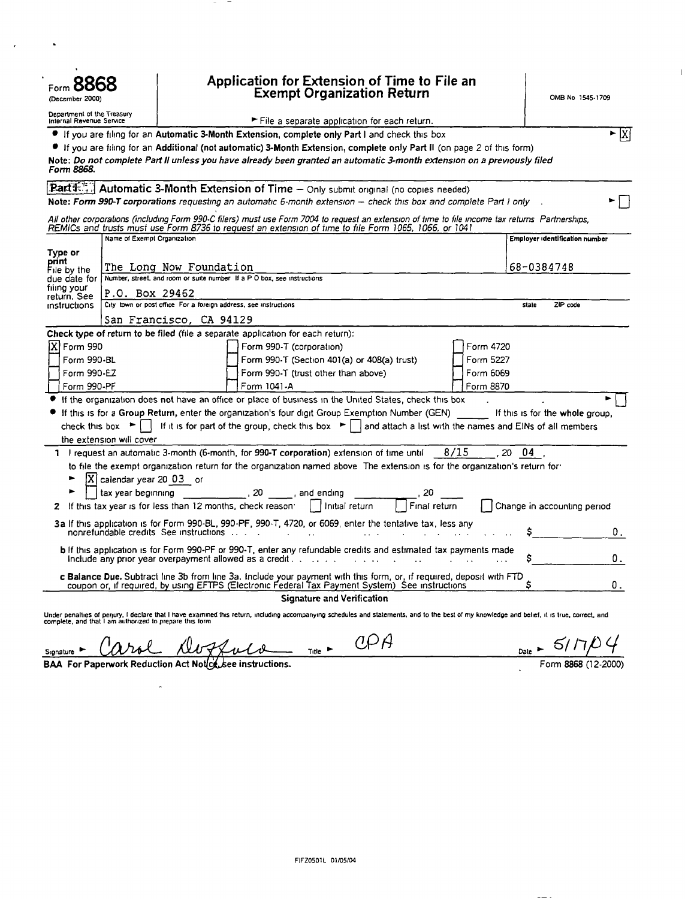Form **8868**
(December 2000)

Department of the Treasury
Internal Revenue Service

# Application for Extension of Time to File an Exempt Organization Return

OMB No 1545-1709

► File a separate application for each return.

- If you are filing for an **Automatic 3-Month Extension**, complete **only Part I** and check this box ► [X]
- If you are filing for an **Additional (not automatic) 3-Month Extension**, complete **only Part II** (on page 2 of this form)

**Note:** ***Do not complete Part II unless you have already been granted an automatic 3-month extension on a previously filed Form 8868.***

## Part I Automatic 3-Month Extension of Time – Only submit original (no copies needed)

**Note:** ***Form 990-T corporations*** *requesting an automatic 6-month extension – check this box and complete Part I only* ► [ ]

*All other corporations (including Form 990-C filers) must use Form 7004 to request an extension of time to file income tax returns Partnerships, REMICs and trusts must use Form 8736 to request an extension of time to file Form 1065, 1066, or 1041*

| Type or print | | |
|---|---|---|
| File by the due date for filing your return. See instructions | Name of Exempt Organization: The Long Now Foundation | Employer identification number: 68-0384748 |
| | Number, street, and room or suite number If a P O box, see instructions: P.O. Box 29462 | |
| | City town or post office For a foreign address, see instructions: San Francisco, CA 94129 | state / ZIP code |

**Check type of return to be filed** (file a separate application for each return):

| | | |
|---|---|---|
| [X] Form 990 | [ ] Form 990-T (corporation) | [ ] Form 4720 |
| [ ] Form 990-BL | [ ] Form 990-T (Section 401(a) or 408(a) trust) | [ ] Form 5227 |
| [ ] Form 990-EZ | [ ] Form 990-T (trust other than above) | [ ] Form 6069 |
| [ ] Form 990-PF | [ ] Form 1041-A | [ ] Form 8870 |

- If the organization does **not** have an office or place of business in the United States, check this box ► [ ]
- If this is for a **Group Return**, enter the organization's four digit Group Exemption Number (GEN) ______ If this is for the **whole** group, check this box ► [ ] If it is for part of the group, check this box ► [ ] and attach a list with the names and EINs of all members the extension will cover

**1** I request an automatic 3-month (6-month, for **990-T corporation**) extension of time until 8/15, 20 04, to file the exempt organization return for the organization named above The extension is for the organization's return for:

► [X] calendar year 20 03 or

► [ ] tax year beginning ________, 20 ____, and ending ________, 20 ____

**2** If this tax year is for less than 12 months, check reason: [ ] Initial return [ ] Final return [ ] Change in accounting period

**3a** If this application is for Form 990-BL, 990-PF, 990-T, 4720, or 6069, enter the tentative tax, less any nonrefundable credits See instructions . . . $ 0.

**b** If this application is for Form 990-PF or 990-T, enter any refundable credits and estimated tax payments made Include any prior year overpayment allowed as a credit . . . $ 0.

**c Balance Due.** Subtract line 3b from line 3a. Include your payment with this form, or, if required, deposit with FTD coupon or, if required, by using EFTPS (Electronic Federal Tax Payment System) See instructions $ 0.

### Signature and Verification

Under penalties of perjury, I declare that I have examined this return, including accompanying schedules and statements, and to the best of my knowledge and belief, it is true, correct, and complete, and that I am authorized to prepare this form

Signature ► Carol Dorfeld  Title ► CPA  Date ► 5/17/04

**BAA For Paperwork Reduction Act Notice, see instructions.** Form **8868** (12-2000)

FIFZ0501L 01/05/04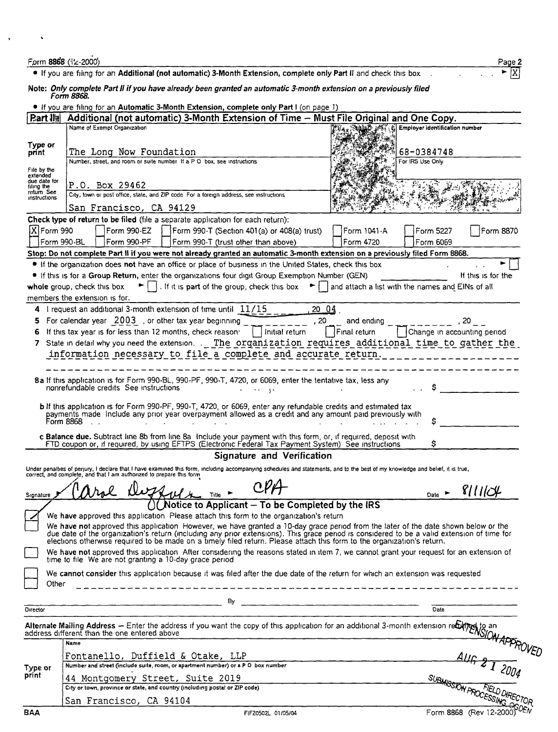Form 8868 (12-2000)

- If you are filing for an **Additional (not automatic) 3-Month Extension, complete only Part II** and check this box ► [X]

**Note:** *Only complete Part II if you have already been granted an automatic 3-month extension on a previously filed Form 8868.*

- If you are filing for an **Automatic 3-Month Extension, complete only Part I** (on page 1)

## Part II Additional (not automatic) 3-Month Extension of Time – Must File Original and One Copy.

**Type or print**

File by the extended due date for filing the return. See instructions

| | |
|---|---|
| Name of Exempt Organization: The Long Now Foundation | Employer identification number: 68-0384748 |
| Number, street, and room or suite number. If a P.O. box, see instructions: P.O. Box 29462 | For IRS Use Only |
| City, town or post office, state, and ZIP code. For a foreign address, see instructions: San Francisco, CA 94129 | |

**Check type of return to be filed** (file a separate application for each return):

[X] Form 990 [ ] Form 990-EZ [ ] Form 990-T (Section 401(a) or 408(a) trust) [ ] Form 1041-A [ ] Form 5227 [ ] Form 8870
[ ] Form 990-BL [ ] Form 990-PF [ ] Form 990-T (trust other than above) [ ] Form 4720 [ ] Form 6069

**Stop: Do not complete Part II if you were not already granted an automatic 3-month extension on a previously filed Form 8868.**

- If the organization does **not** have an office or place of business in the United States, check this box ► [ ]
- If this is for a **Group Return**, enter the organization's four digit Group Exemption Number (GEN) ______. If this is for the **whole** group, check this box ► [ ]. If it is **part** of the group, check this box ► [ ] and attach a list with the names and EINs of all members the extension is for.

4 I request an additional 3-month extension of time until 11/15, 20 04.

5 For calendar year 2003, or other tax year beginning ________, 20__ and ending ________, 20__

6 If this tax year is for less than 12 months, check reason: [ ] Initial return [ ] Final return [ ] Change in accounting period

7 State in detail why you need the extension. The organization requires additional time to gather the information necessary to file a complete and accurate return.

8a If this application is for Form 990-BL, 990-PF, 990-T, 4720, or 6069, enter the tentative tax, less any nonrefundable credits. See instructions $ ______

b If this application is for Form 990-PF, 990-T, 4720, or 6069, enter any refundable credits and estimated tax payments made. Include any prior year overpayment allowed as a credit and any amount paid previously with Form 8868 $ ______

c **Balance due.** Subtract line 8b from line 8a. Include your payment with this form, or, if required, deposit with FTD coupon or, if required, by using EFTPS (Electronic Federal Tax Payment System). See instructions $ ______

### Signature and Verification

Under penalties of perjury, I declare that I have examined this form, including accompanying schedules and statements, and to the best of my knowledge and belief, it is true, correct, and complete, and that I am authorized to prepare this form.

Signature ► Carol Duffield Title ► CPA Date ► 8/11/04

### Notice to Applicant – To be Completed by the IRS

[✓] We **have** approved this application. Please attach this form to the organization's return.

[ ] We **have not** approved this application. However, we have granted a 10-day grace period from the later of the date shown below or the due date of the organization's return (including any prior extensions). This grace period is considered to be a valid extension of time for elections otherwise required to be made on a timely filed return. Please attach this form to the organization's return.

[ ] We **have not** approved this application. After considering the reasons stated in item 7, we cannot grant your request for an extension of time to file. We are not granting a 10-day grace period.

[ ] We **cannot consider** this application because it was filed after the due date of the return for which an extension was requested.

[ ] Other ____________________

Director ______ By ______ Date ______

**Alternate Mailing Address** – Enter the address if you want the copy of this application for an additional 3-month extension returned to an address different than the one entered above.

**Type or print**

| |
|---|
| Name: Fontanello, Duffield & Otake, LLP |
| Number and street (include suite, room, or apartment number) or a P.O. box number: 44 Montgomery Street, Suite 2019 |
| City or town, province or state, and country (including postal or ZIP code): San Francisco, CA 94104 |

EXTENSION APPROVED
AUG 21 2004
SUBMISSION PROCESSING FIELD DIRECTOR, OGDEN

BAA FIFZ0502L 01/05/04 Form 8868 (Rev 12-2000)